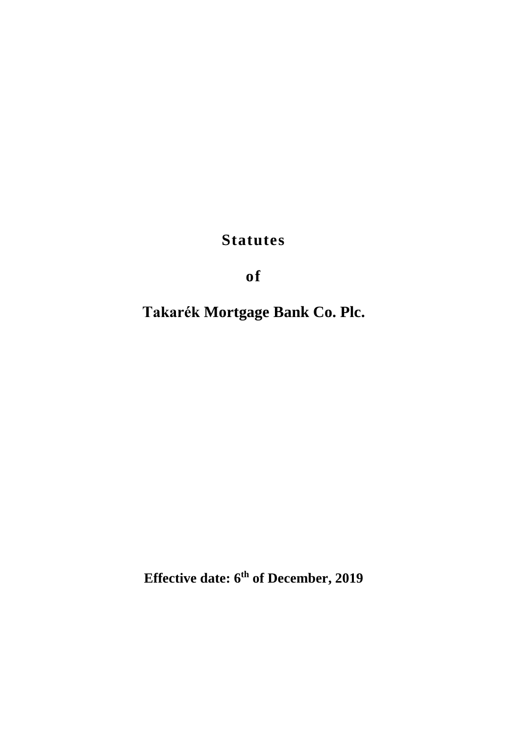# Statutes

# of

# Takarék Mortgage Bank Co. Plc.

**Effective date: 6th of December, 2019**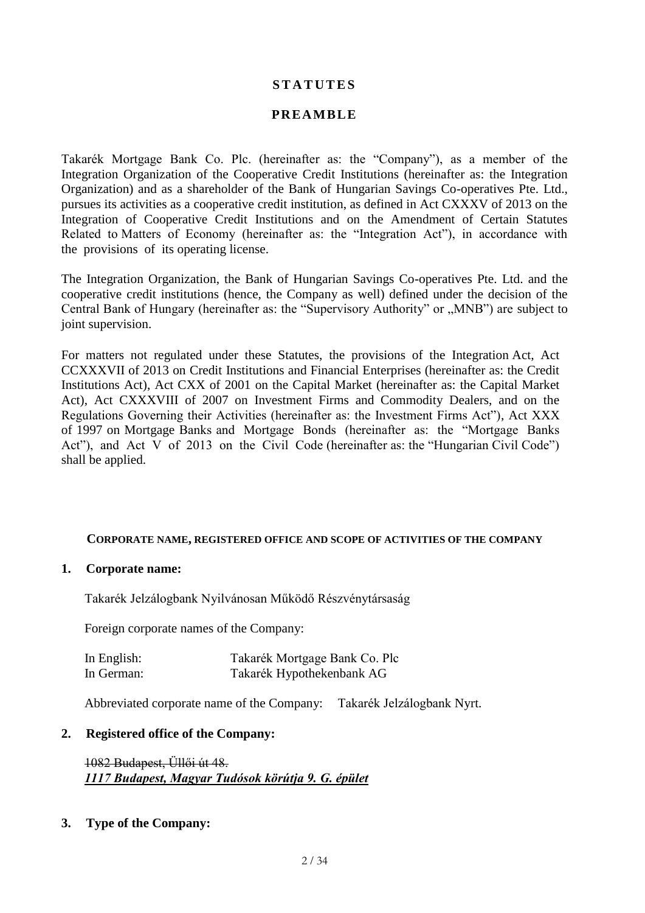# STATUTES

## PREAMBLE

Takarék Mortgage Bank Co. Plc. (hereinafter as: the "Company"), as a member of the Integration Organization of the Cooperative Credit Institutions (hereinafter as: the Integration Organization) and as a shareholder of the Bank of Hungarian Savings Co-operatives Pte. Ltd., pursues its activities as a cooperative credit institution, as defined in Act CXXXV of 2013 on the Integration of Cooperative Credit Institutions and on the Amendment of Certain Statutes Related to Matters of Economy (hereinafter as: the "Integration Act"), in accordance with the provisions of its operating license.

The Integration Organization, the Bank of Hungarian Savings Co-operatives Pte. Ltd. and the cooperative credit institutions (hence, the Company as well) defined under the decision of the Central Bank of Hungary (hereinafter as: the "Supervisory Authority" or „MNB") are subject to joint supervision.

For matters not regulated under these Statutes, the provisions of the Integration Act, Act CCXXXVII of 2013 on Credit Institutions and Financial Enterprises (hereinafter as: the Credit Institutions Act), Act CXX of 2001 on the Capital Market (hereinafter as: the Capital Market Act), Act CXXXVIII of 2007 on Investment Firms and Commodity Dealers, and on the Regulations Governing their Activities (hereinafter as: the Investment Firms Act"), Act XXX of 1997 on Mortgage Banks and Mortgage Bonds (hereinafter as: the "Mortgage Banks Act"), and Act V of 2013 on the Civil Code (hereinafter as: the "Hungarian Civil Code") shall be applied.

### CORPORATE NAME, REGISTERED OFFICE AND SCOPE OF ACTIVITIES OF THE COMPANY

**1. Corporate name:**

Takarék Jelzálogbank Nyilvánosan Működő Részvénytársaság

Foreign corporate names of the Company:

In English: Takarék Mortgage Bank Co. Plc
In German: Takarék Hypothekenbank AG

Abbreviated corporate name of the Company: Takarék Jelzálogbank Nyrt.

**2. Registered office of the Company:**

~~1082 Budapest, Üllői út 48.~~
***1117 Budapest, Magyar Tudósok körútja 9. G. épület***

**3. Type of the Company:**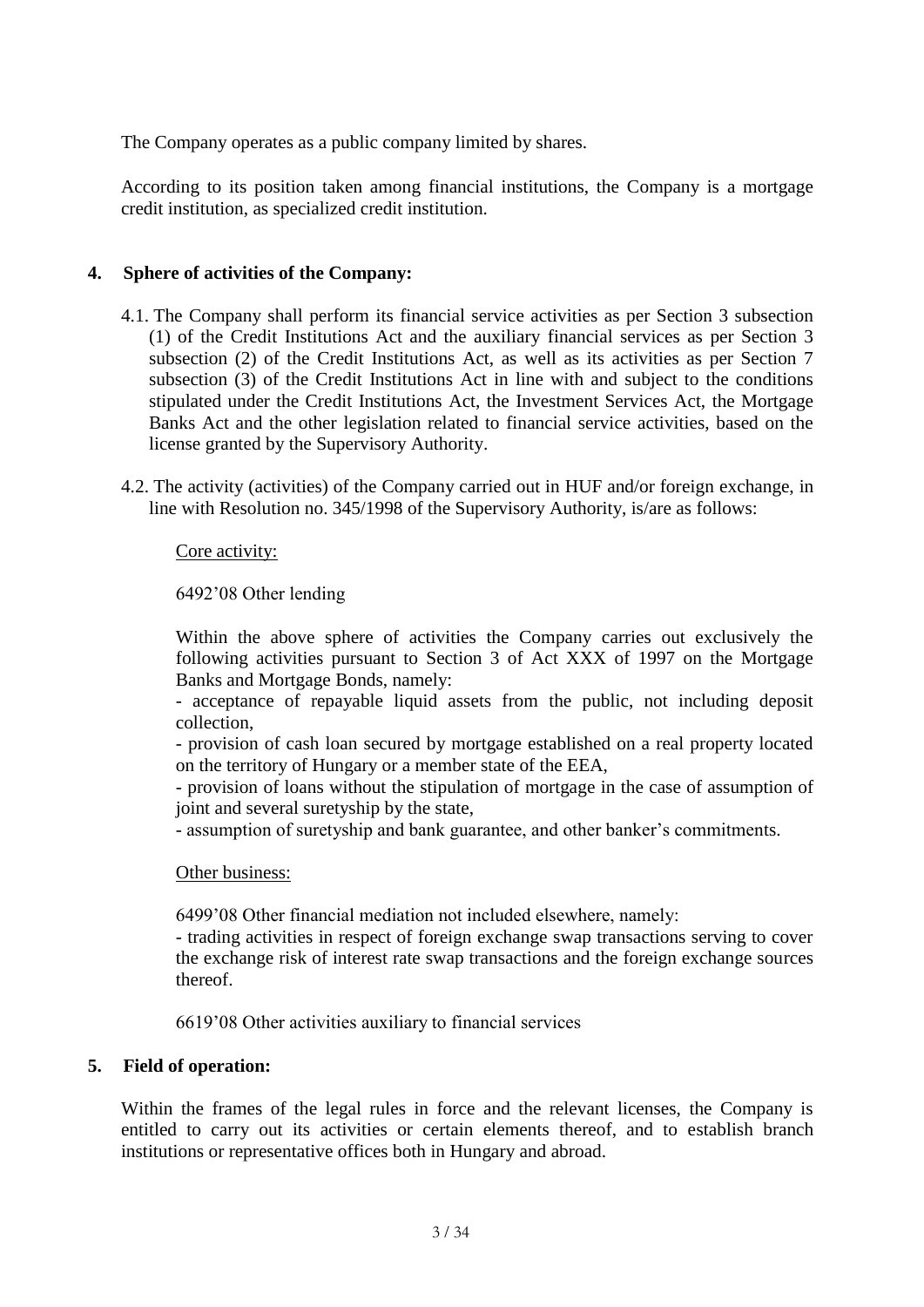The Company operates as a public company limited by shares.

According to its position taken among financial institutions, the Company is a mortgage credit institution, as specialized credit institution.

## 4. Sphere of activities of the Company:

4.1. The Company shall perform its financial service activities as per Section 3 subsection (1) of the Credit Institutions Act and the auxiliary financial services as per Section 3 subsection (2) of the Credit Institutions Act, as well as its activities as per Section 7 subsection (3) of the Credit Institutions Act in line with and subject to the conditions stipulated under the Credit Institutions Act, the Investment Services Act, the Mortgage Banks Act and the other legislation related to financial service activities, based on the license granted by the Supervisory Authority.

4.2. The activity (activities) of the Company carried out in HUF and/or foreign exchange, in line with Resolution no. 345/1998 of the Supervisory Authority, is/are as follows:

Core activity:

6492'08 Other lending

Within the above sphere of activities the Company carries out exclusively the following activities pursuant to Section 3 of Act XXX of 1997 on the Mortgage Banks and Mortgage Bonds, namely:

- acceptance of repayable liquid assets from the public, not including deposit collection,
- provision of cash loan secured by mortgage established on a real property located on the territory of Hungary or a member state of the EEA,
- provision of loans without the stipulation of mortgage in the case of assumption of joint and several suretyship by the state,
- assumption of suretyship and bank guarantee, and other banker's commitments.

Other business:

6499'08 Other financial mediation not included elsewhere, namely:

- trading activities in respect of foreign exchange swap transactions serving to cover the exchange risk of interest rate swap transactions and the foreign exchange sources thereof.

6619'08 Other activities auxiliary to financial services

## 5. Field of operation:

Within the frames of the legal rules in force and the relevant licenses, the Company is entitled to carry out its activities or certain elements thereof, and to establish branch institutions or representative offices both in Hungary and abroad.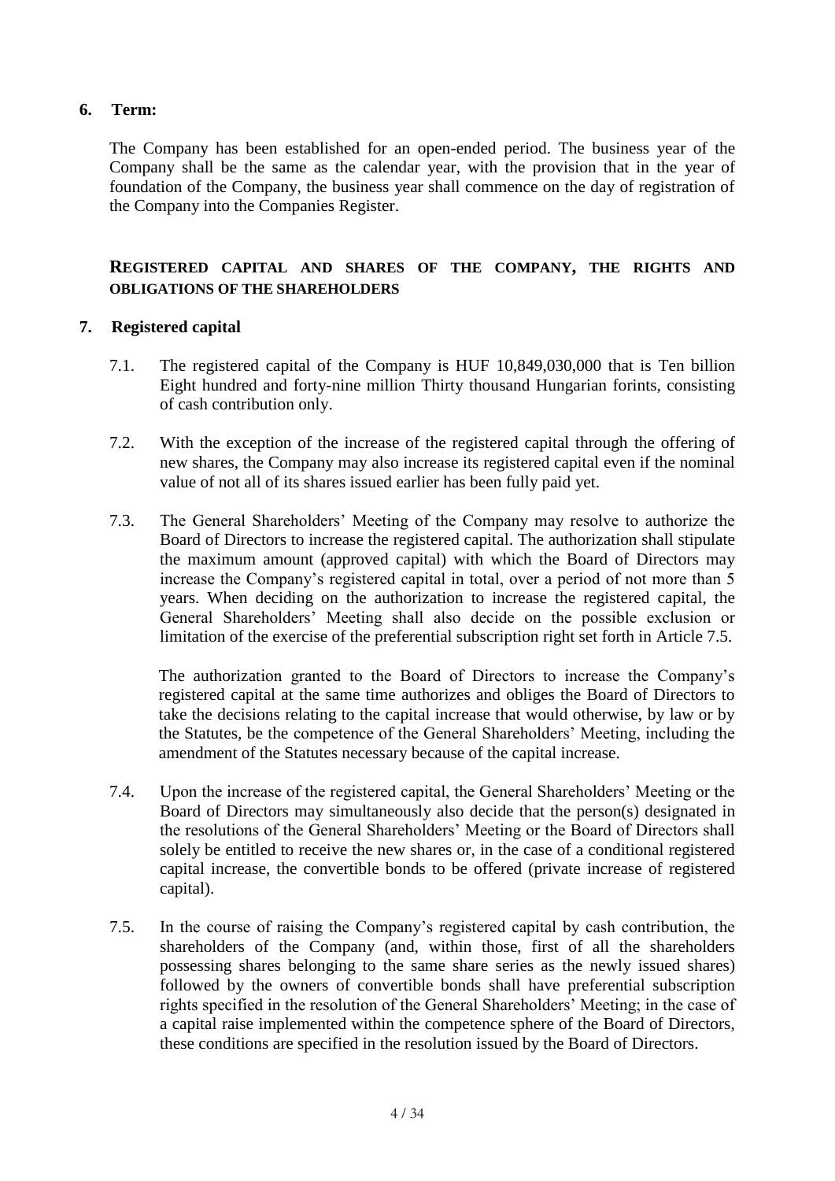## 6. Term:

The Company has been established for an open-ended period. The business year of the Company shall be the same as the calendar year, with the provision that in the year of foundation of the Company, the business year shall commence on the day of registration of the Company into the Companies Register.

## REGISTERED CAPITAL AND SHARES OF THE COMPANY, THE RIGHTS AND OBLIGATIONS OF THE SHAREHOLDERS

## 7. Registered capital

7.1. The registered capital of the Company is HUF 10,849,030,000 that is Ten billion Eight hundred and forty-nine million Thirty thousand Hungarian forints, consisting of cash contribution only.

7.2. With the exception of the increase of the registered capital through the offering of new shares, the Company may also increase its registered capital even if the nominal value of not all of its shares issued earlier has been fully paid yet.

7.3. The General Shareholders' Meeting of the Company may resolve to authorize the Board of Directors to increase the registered capital. The authorization shall stipulate the maximum amount (approved capital) with which the Board of Directors may increase the Company's registered capital in total, over a period of not more than 5 years. When deciding on the authorization to increase the registered capital, the General Shareholders' Meeting shall also decide on the possible exclusion or limitation of the exercise of the preferential subscription right set forth in Article 7.5.

The authorization granted to the Board of Directors to increase the Company's registered capital at the same time authorizes and obliges the Board of Directors to take the decisions relating to the capital increase that would otherwise, by law or by the Statutes, be the competence of the General Shareholders' Meeting, including the amendment of the Statutes necessary because of the capital increase.

7.4. Upon the increase of the registered capital, the General Shareholders' Meeting or the Board of Directors may simultaneously also decide that the person(s) designated in the resolutions of the General Shareholders' Meeting or the Board of Directors shall solely be entitled to receive the new shares or, in the case of a conditional registered capital increase, the convertible bonds to be offered (private increase of registered capital).

7.5. In the course of raising the Company's registered capital by cash contribution, the shareholders of the Company (and, within those, first of all the shareholders possessing shares belonging to the same share series as the newly issued shares) followed by the owners of convertible bonds shall have preferential subscription rights specified in the resolution of the General Shareholders' Meeting; in the case of a capital raise implemented within the competence sphere of the Board of Directors, these conditions are specified in the resolution issued by the Board of Directors.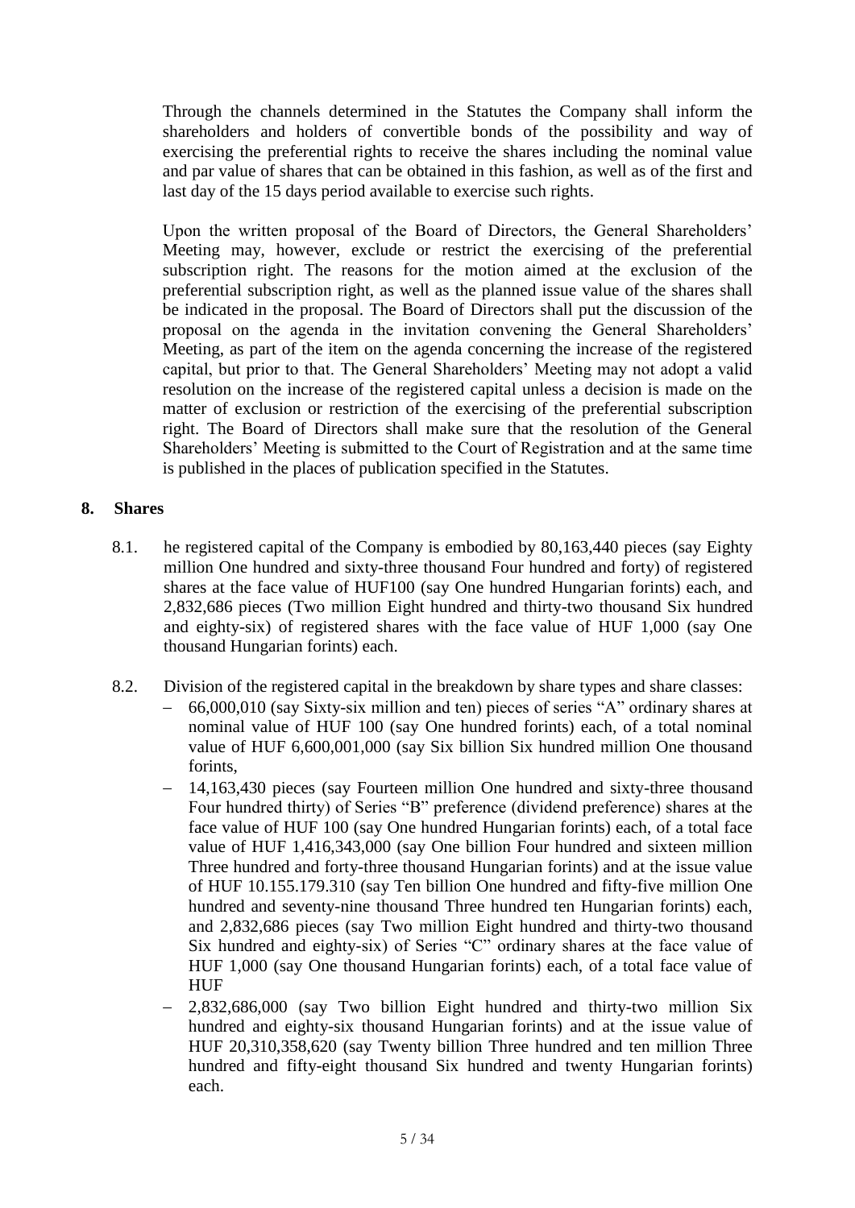Through the channels determined in the Statutes the Company shall inform the shareholders and holders of convertible bonds of the possibility and way of exercising the preferential rights to receive the shares including the nominal value and par value of shares that can be obtained in this fashion, as well as of the first and last day of the 15 days period available to exercise such rights.

Upon the written proposal of the Board of Directors, the General Shareholders' Meeting may, however, exclude or restrict the exercising of the preferential subscription right. The reasons for the motion aimed at the exclusion of the preferential subscription right, as well as the planned issue value of the shares shall be indicated in the proposal. The Board of Directors shall put the discussion of the proposal on the agenda in the invitation convening the General Shareholders' Meeting, as part of the item on the agenda concerning the increase of the registered capital, but prior to that. The General Shareholders' Meeting may not adopt a valid resolution on the increase of the registered capital unless a decision is made on the matter of exclusion or restriction of the exercising of the preferential subscription right. The Board of Directors shall make sure that the resolution of the General Shareholders' Meeting is submitted to the Court of Registration and at the same time is published in the places of publication specified in the Statutes.

## 8. Shares

8.1. he registered capital of the Company is embodied by 80,163,440 pieces (say Eighty million One hundred and sixty-three thousand Four hundred and forty) of registered shares at the face value of HUF100 (say One hundred Hungarian forints) each, and 2,832,686 pieces (Two million Eight hundred and thirty-two thousand Six hundred and eighty-six) of registered shares with the face value of HUF 1,000 (say One thousand Hungarian forints) each.

8.2. Division of the registered capital in the breakdown by share types and share classes:

- 66,000,010 (say Sixty-six million and ten) pieces of series "A" ordinary shares at nominal value of HUF 100 (say One hundred forints) each, of a total nominal value of HUF 6,600,001,000 (say Six billion Six hundred million One thousand forints,
- 14,163,430 pieces (say Fourteen million One hundred and sixty-three thousand Four hundred thirty) of Series "B" preference (dividend preference) shares at the face value of HUF 100 (say One hundred Hungarian forints) each, of a total face value of HUF 1,416,343,000 (say One billion Four hundred and sixteen million Three hundred and forty-three thousand Hungarian forints) and at the issue value of HUF 10.155.179.310 (say Ten billion One hundred and fifty-five million One hundred and seventy-nine thousand Three hundred ten Hungarian forints) each, and 2,832,686 pieces (say Two million Eight hundred and thirty-two thousand Six hundred and eighty-six) of Series "C" ordinary shares at the face value of HUF 1,000 (say One thousand Hungarian forints) each, of a total face value of HUF
- 2,832,686,000 (say Two billion Eight hundred and thirty-two million Six hundred and eighty-six thousand Hungarian forints) and at the issue value of HUF 20,310,358,620 (say Twenty billion Three hundred and ten million Three hundred and fifty-eight thousand Six hundred and twenty Hungarian forints) each.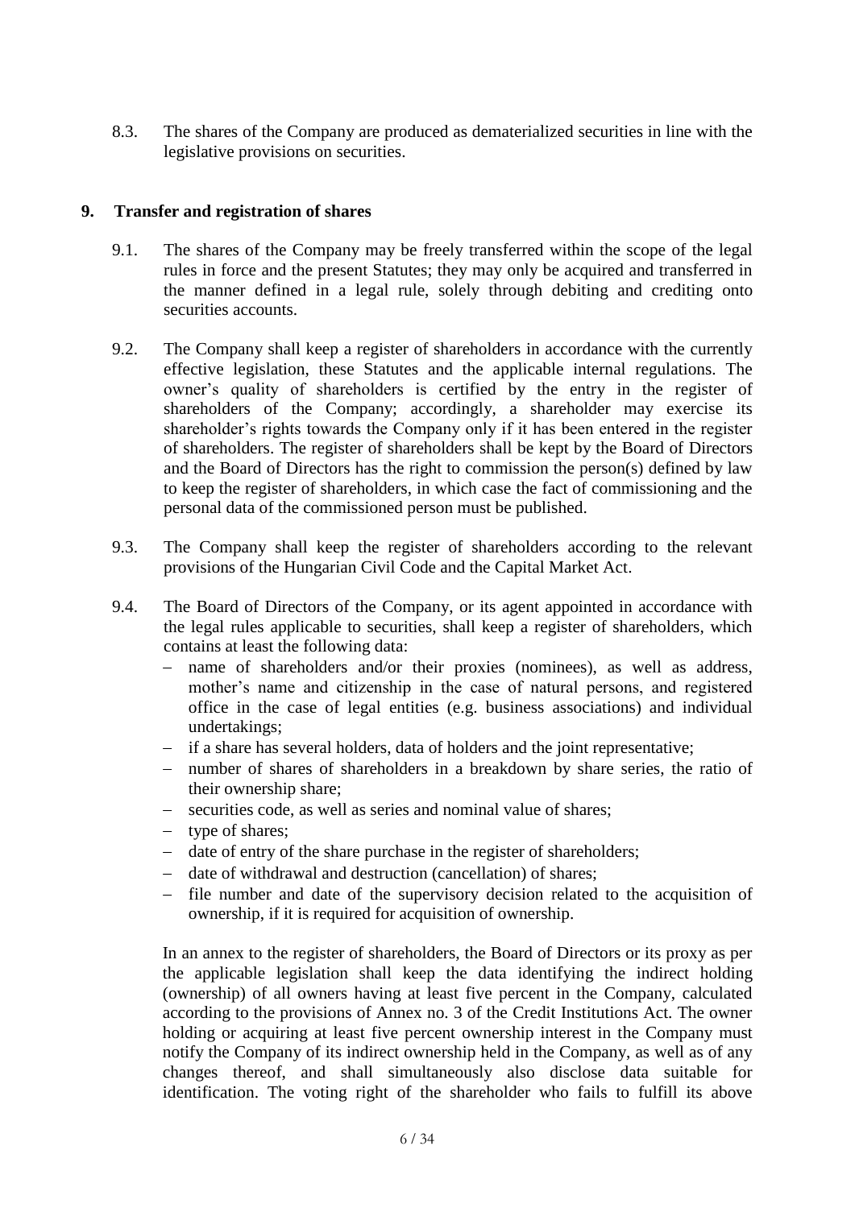8.3. The shares of the Company are produced as dematerialized securities in line with the legislative provisions on securities.

## 9. Transfer and registration of shares

9.1. The shares of the Company may be freely transferred within the scope of the legal rules in force and the present Statutes; they may only be acquired and transferred in the manner defined in a legal rule, solely through debiting and crediting onto securities accounts.

9.2. The Company shall keep a register of shareholders in accordance with the currently effective legislation, these Statutes and the applicable internal regulations. The owner's quality of shareholders is certified by the entry in the register of shareholders of the Company; accordingly, a shareholder may exercise its shareholder's rights towards the Company only if it has been entered in the register of shareholders. The register of shareholders shall be kept by the Board of Directors and the Board of Directors has the right to commission the person(s) defined by law to keep the register of shareholders, in which case the fact of commissioning and the personal data of the commissioned person must be published.

9.3. The Company shall keep the register of shareholders according to the relevant provisions of the Hungarian Civil Code and the Capital Market Act.

9.4. The Board of Directors of the Company, or its agent appointed in accordance with the legal rules applicable to securities, shall keep a register of shareholders, which contains at least the following data:

- name of shareholders and/or their proxies (nominees), as well as address, mother's name and citizenship in the case of natural persons, and registered office in the case of legal entities (e.g. business associations) and individual undertakings;
- if a share has several holders, data of holders and the joint representative;
- number of shares of shareholders in a breakdown by share series, the ratio of their ownership share;
- securities code, as well as series and nominal value of shares;
- type of shares;
- date of entry of the share purchase in the register of shareholders;
- date of withdrawal and destruction (cancellation) of shares;
- file number and date of the supervisory decision related to the acquisition of ownership, if it is required for acquisition of ownership.

In an annex to the register of shareholders, the Board of Directors or its proxy as per the applicable legislation shall keep the data identifying the indirect holding (ownership) of all owners having at least five percent in the Company, calculated according to the provisions of Annex no. 3 of the Credit Institutions Act. The owner holding or acquiring at least five percent ownership interest in the Company must notify the Company of its indirect ownership held in the Company, as well as of any changes thereof, and shall simultaneously also disclose data suitable for identification. The voting right of the shareholder who fails to fulfill its above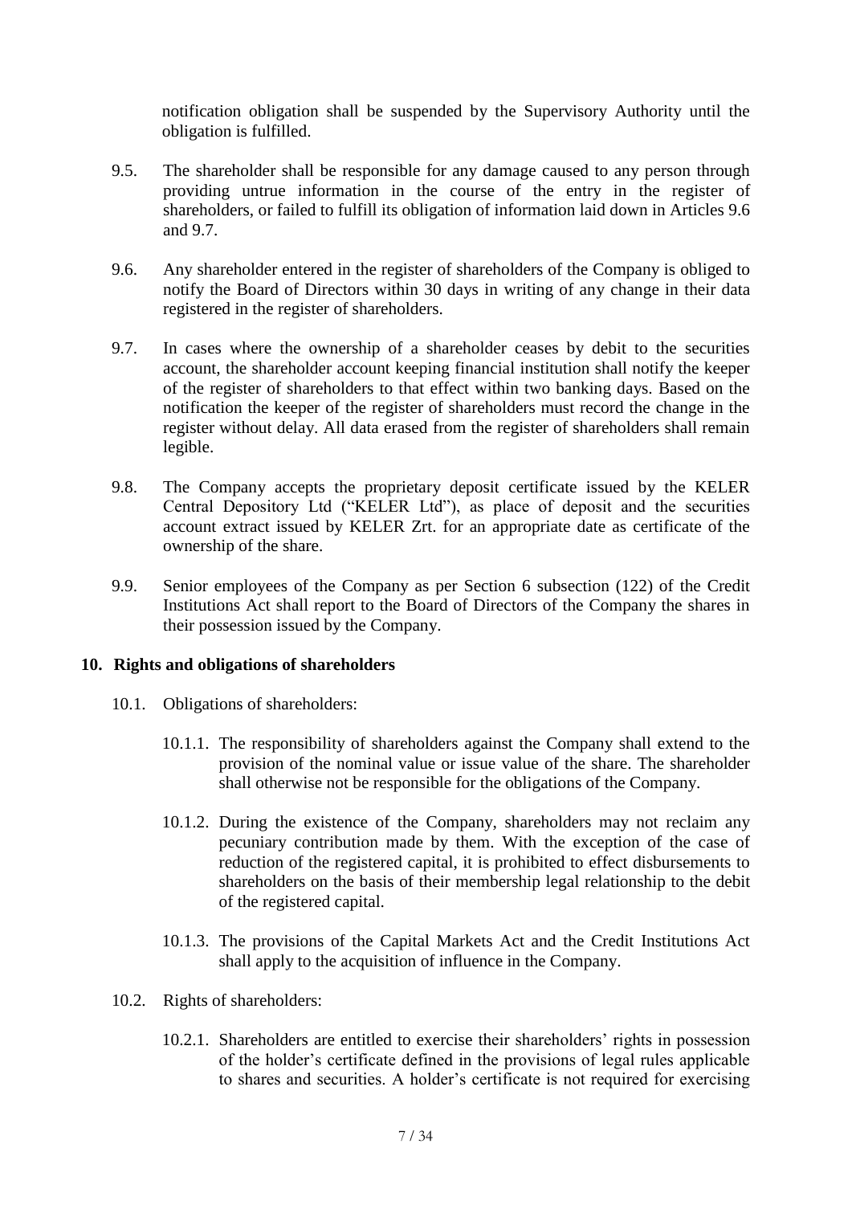notification obligation shall be suspended by the Supervisory Authority until the obligation is fulfilled.

9.5. The shareholder shall be responsible for any damage caused to any person through providing untrue information in the course of the entry in the register of shareholders, or failed to fulfill its obligation of information laid down in Articles 9.6 and 9.7.

9.6. Any shareholder entered in the register of shareholders of the Company is obliged to notify the Board of Directors within 30 days in writing of any change in their data registered in the register of shareholders.

9.7. In cases where the ownership of a shareholder ceases by debit to the securities account, the shareholder account keeping financial institution shall notify the keeper of the register of shareholders to that effect within two banking days. Based on the notification the keeper of the register of shareholders must record the change in the register without delay. All data erased from the register of shareholders shall remain legible.

9.8. The Company accepts the proprietary deposit certificate issued by the KELER Central Depository Ltd ("KELER Ltd"), as place of deposit and the securities account extract issued by KELER Zrt. for an appropriate date as certificate of the ownership of the share.

9.9. Senior employees of the Company as per Section 6 subsection (122) of the Credit Institutions Act shall report to the Board of Directors of the Company the shares in their possession issued by the Company.

## 10. Rights and obligations of shareholders

10.1. Obligations of shareholders:

10.1.1. The responsibility of shareholders against the Company shall extend to the provision of the nominal value or issue value of the share. The shareholder shall otherwise not be responsible for the obligations of the Company.

10.1.2. During the existence of the Company, shareholders may not reclaim any pecuniary contribution made by them. With the exception of the case of reduction of the registered capital, it is prohibited to effect disbursements to shareholders on the basis of their membership legal relationship to the debit of the registered capital.

10.1.3. The provisions of the Capital Markets Act and the Credit Institutions Act shall apply to the acquisition of influence in the Company.

10.2. Rights of shareholders:

10.2.1. Shareholders are entitled to exercise their shareholders' rights in possession of the holder's certificate defined in the provisions of legal rules applicable to shares and securities. A holder's certificate is not required for exercising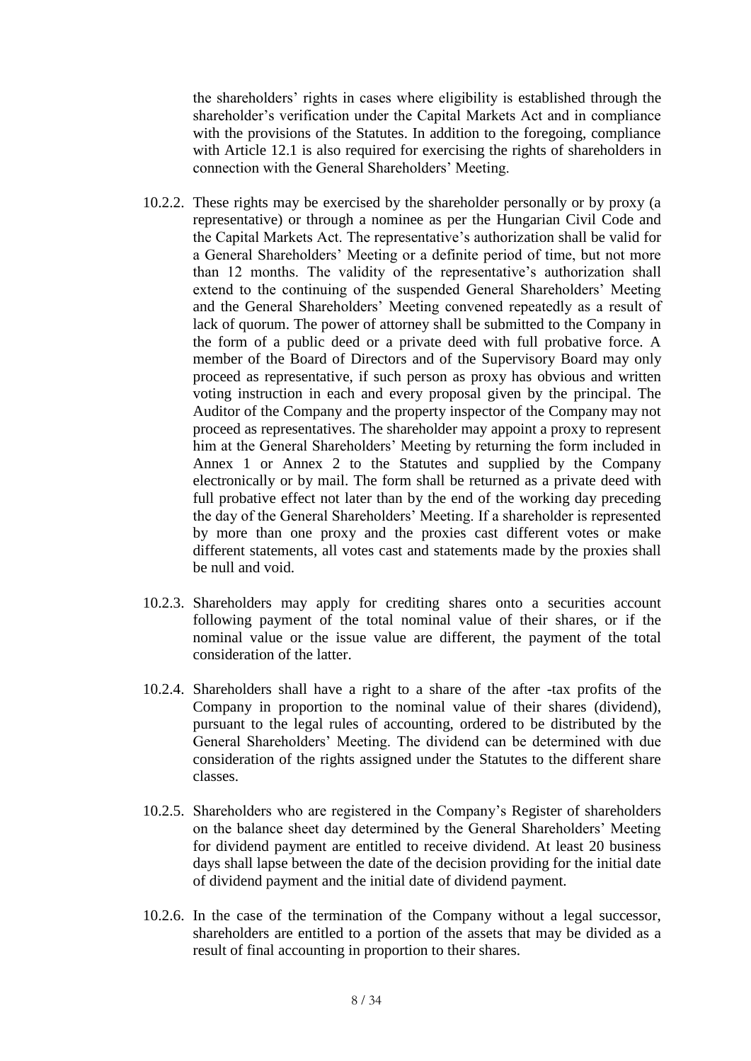the shareholders' rights in cases where eligibility is established through the shareholder's verification under the Capital Markets Act and in compliance with the provisions of the Statutes. In addition to the foregoing, compliance with Article 12.1 is also required for exercising the rights of shareholders in connection with the General Shareholders' Meeting.

10.2.2. These rights may be exercised by the shareholder personally or by proxy (a representative) or through a nominee as per the Hungarian Civil Code and the Capital Markets Act. The representative's authorization shall be valid for a General Shareholders' Meeting or a definite period of time, but not more than 12 months. The validity of the representative's authorization shall extend to the continuing of the suspended General Shareholders' Meeting and the General Shareholders' Meeting convened repeatedly as a result of lack of quorum. The power of attorney shall be submitted to the Company in the form of a public deed or a private deed with full probative force. A member of the Board of Directors and of the Supervisory Board may only proceed as representative, if such person as proxy has obvious and written voting instruction in each and every proposal given by the principal. The Auditor of the Company and the property inspector of the Company may not proceed as representatives. The shareholder may appoint a proxy to represent him at the General Shareholders' Meeting by returning the form included in Annex 1 or Annex 2 to the Statutes and supplied by the Company electronically or by mail. The form shall be returned as a private deed with full probative effect not later than by the end of the working day preceding the day of the General Shareholders' Meeting. If a shareholder is represented by more than one proxy and the proxies cast different votes or make different statements, all votes cast and statements made by the proxies shall be null and void.

10.2.3. Shareholders may apply for crediting shares onto a securities account following payment of the total nominal value of their shares, or if the nominal value or the issue value are different, the payment of the total consideration of the latter.

10.2.4. Shareholders shall have a right to a share of the after -tax profits of the Company in proportion to the nominal value of their shares (dividend), pursuant to the legal rules of accounting, ordered to be distributed by the General Shareholders' Meeting. The dividend can be determined with due consideration of the rights assigned under the Statutes to the different share classes.

10.2.5. Shareholders who are registered in the Company's Register of shareholders on the balance sheet day determined by the General Shareholders' Meeting for dividend payment are entitled to receive dividend. At least 20 business days shall lapse between the date of the decision providing for the initial date of dividend payment and the initial date of dividend payment.

10.2.6. In the case of the termination of the Company without a legal successor, shareholders are entitled to a portion of the assets that may be divided as a result of final accounting in proportion to their shares.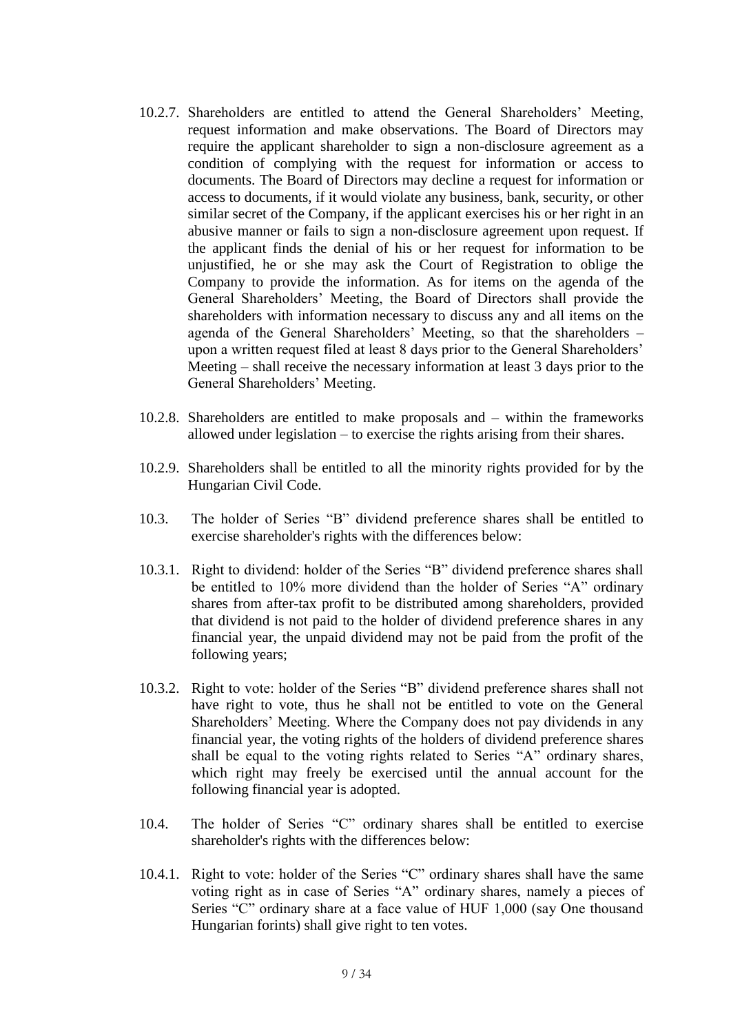10.2.7. Shareholders are entitled to attend the General Shareholders' Meeting, request information and make observations. The Board of Directors may require the applicant shareholder to sign a non-disclosure agreement as a condition of complying with the request for information or access to documents. The Board of Directors may decline a request for information or access to documents, if it would violate any business, bank, security, or other similar secret of the Company, if the applicant exercises his or her right in an abusive manner or fails to sign a non-disclosure agreement upon request. If the applicant finds the denial of his or her request for information to be unjustified, he or she may ask the Court of Registration to oblige the Company to provide the information. As for items on the agenda of the General Shareholders' Meeting, the Board of Directors shall provide the shareholders with information necessary to discuss any and all items on the agenda of the General Shareholders' Meeting, so that the shareholders – upon a written request filed at least 8 days prior to the General Shareholders' Meeting – shall receive the necessary information at least 3 days prior to the General Shareholders' Meeting.

10.2.8. Shareholders are entitled to make proposals and – within the frameworks allowed under legislation – to exercise the rights arising from their shares.

10.2.9. Shareholders shall be entitled to all the minority rights provided for by the Hungarian Civil Code.

10.3. The holder of Series "B" dividend preference shares shall be entitled to exercise shareholder's rights with the differences below:

10.3.1. Right to dividend: holder of the Series "B" dividend preference shares shall be entitled to 10% more dividend than the holder of Series "A" ordinary shares from after-tax profit to be distributed among shareholders, provided that dividend is not paid to the holder of dividend preference shares in any financial year, the unpaid dividend may not be paid from the profit of the following years;

10.3.2. Right to vote: holder of the Series "B" dividend preference shares shall not have right to vote, thus he shall not be entitled to vote on the General Shareholders' Meeting. Where the Company does not pay dividends in any financial year, the voting rights of the holders of dividend preference shares shall be equal to the voting rights related to Series "A" ordinary shares, which right may freely be exercised until the annual account for the following financial year is adopted.

10.4. The holder of Series "C" ordinary shares shall be entitled to exercise shareholder's rights with the differences below:

10.4.1. Right to vote: holder of the Series "C" ordinary shares shall have the same voting right as in case of Series "A" ordinary shares, namely a pieces of Series "C" ordinary share at a face value of HUF 1,000 (say One thousand Hungarian forints) shall give right to ten votes.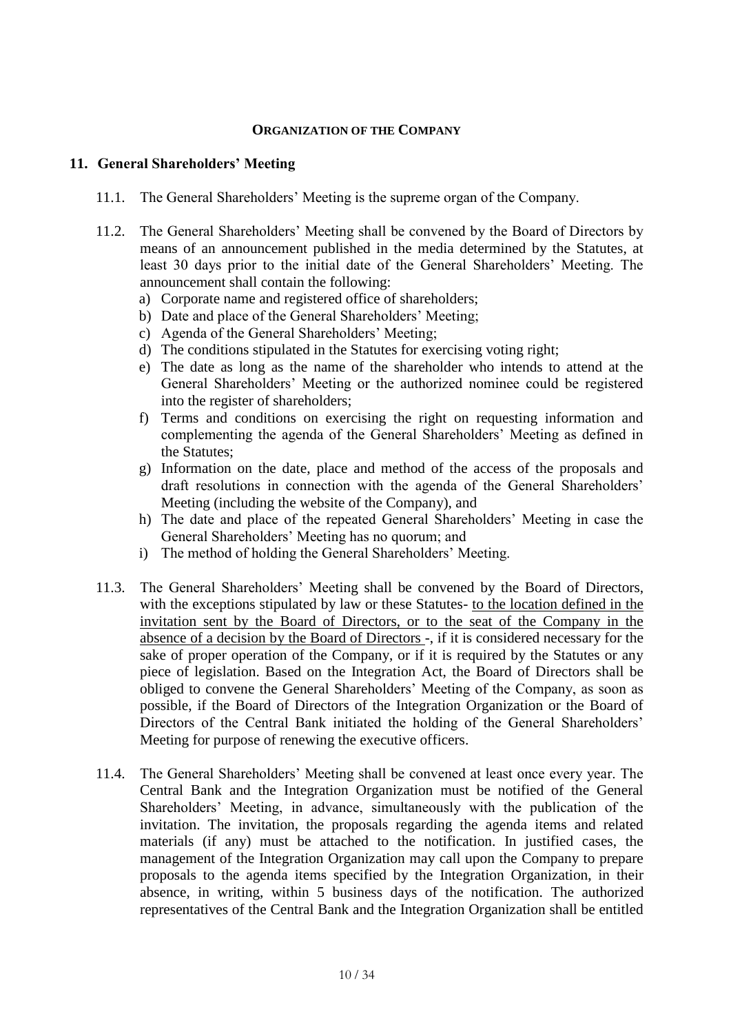**ORGANIZATION OF THE COMPANY**

## 11. General Shareholders' Meeting

11.1. The General Shareholders' Meeting is the supreme organ of the Company.

11.2. The General Shareholders' Meeting shall be convened by the Board of Directors by means of an announcement published in the media determined by the Statutes, at least 30 days prior to the initial date of the General Shareholders' Meeting. The announcement shall contain the following:

a) Corporate name and registered office of shareholders;
b) Date and place of the General Shareholders' Meeting;
c) Agenda of the General Shareholders' Meeting;
d) The conditions stipulated in the Statutes for exercising voting right;
e) The date as long as the name of the shareholder who intends to attend at the General Shareholders' Meeting or the authorized nominee could be registered into the register of shareholders;
f) Terms and conditions on exercising the right on requesting information and complementing the agenda of the General Shareholders' Meeting as defined in the Statutes;
g) Information on the date, place and method of the access of the proposals and draft resolutions in connection with the agenda of the General Shareholders' Meeting (including the website of the Company), and
h) The date and place of the repeated General Shareholders' Meeting in case the General Shareholders' Meeting has no quorum; and
i) The method of holding the General Shareholders' Meeting.

11.3. The General Shareholders' Meeting shall be convened by the Board of Directors, with the exceptions stipulated by law or these Statutes- to the location defined in the invitation sent by the Board of Directors, or to the seat of the Company in the absence of a decision by the Board of Directors -, if it is considered necessary for the sake of proper operation of the Company, or if it is required by the Statutes or any piece of legislation. Based on the Integration Act, the Board of Directors shall be obliged to convene the General Shareholders' Meeting of the Company, as soon as possible, if the Board of Directors of the Integration Organization or the Board of Directors of the Central Bank initiated the holding of the General Shareholders' Meeting for purpose of renewing the executive officers.

11.4. The General Shareholders' Meeting shall be convened at least once every year. The Central Bank and the Integration Organization must be notified of the General Shareholders' Meeting, in advance, simultaneously with the publication of the invitation. The invitation, the proposals regarding the agenda items and related materials (if any) must be attached to the notification. In justified cases, the management of the Integration Organization may call upon the Company to prepare proposals to the agenda items specified by the Integration Organization, in their absence, in writing, within 5 business days of the notification. The authorized representatives of the Central Bank and the Integration Organization shall be entitled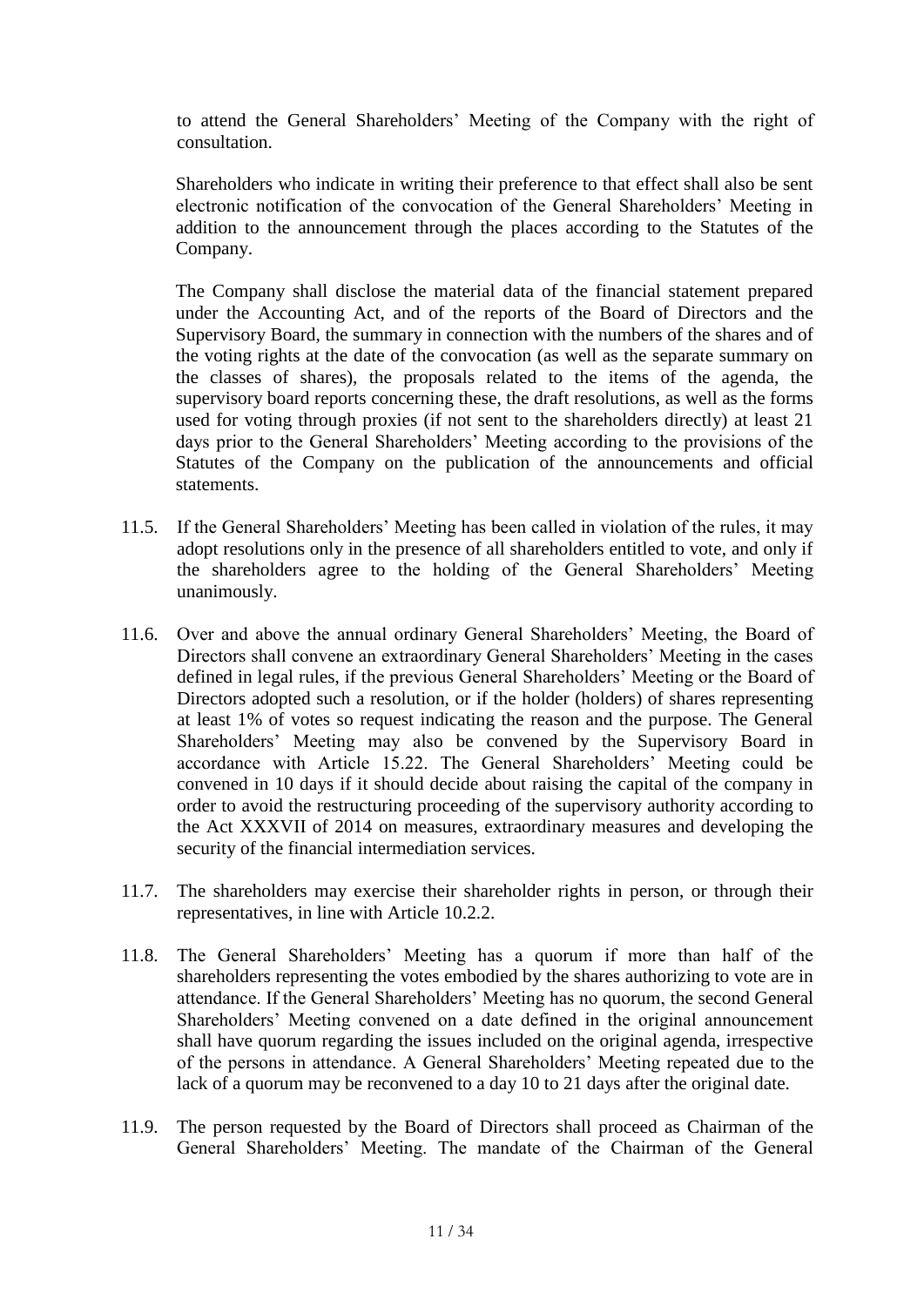to attend the General Shareholders' Meeting of the Company with the right of consultation.

Shareholders who indicate in writing their preference to that effect shall also be sent electronic notification of the convocation of the General Shareholders' Meeting in addition to the announcement through the places according to the Statutes of the Company.

The Company shall disclose the material data of the financial statement prepared under the Accounting Act, and of the reports of the Board of Directors and the Supervisory Board, the summary in connection with the numbers of the shares and of the voting rights at the date of the convocation (as well as the separate summary on the classes of shares), the proposals related to the items of the agenda, the supervisory board reports concerning these, the draft resolutions, as well as the forms used for voting through proxies (if not sent to the shareholders directly) at least 21 days prior to the General Shareholders' Meeting according to the provisions of the Statutes of the Company on the publication of the announcements and official statements.

11.5. If the General Shareholders' Meeting has been called in violation of the rules, it may adopt resolutions only in the presence of all shareholders entitled to vote, and only if the shareholders agree to the holding of the General Shareholders' Meeting unanimously.

11.6. Over and above the annual ordinary General Shareholders' Meeting, the Board of Directors shall convene an extraordinary General Shareholders' Meeting in the cases defined in legal rules, if the previous General Shareholders' Meeting or the Board of Directors adopted such a resolution, or if the holder (holders) of shares representing at least 1% of votes so request indicating the reason and the purpose. The General Shareholders' Meeting may also be convened by the Supervisory Board in accordance with Article 15.22. The General Shareholders' Meeting could be convened in 10 days if it should decide about raising the capital of the company in order to avoid the restructuring proceeding of the supervisory authority according to the Act XXXVII of 2014 on measures, extraordinary measures and developing the security of the financial intermediation services.

11.7. The shareholders may exercise their shareholder rights in person, or through their representatives, in line with Article 10.2.2.

11.8. The General Shareholders' Meeting has a quorum if more than half of the shareholders representing the votes embodied by the shares authorizing to vote are in attendance. If the General Shareholders' Meeting has no quorum, the second General Shareholders' Meeting convened on a date defined in the original announcement shall have quorum regarding the issues included on the original agenda, irrespective of the persons in attendance. A General Shareholders' Meeting repeated due to the lack of a quorum may be reconvened to a day 10 to 21 days after the original date.

11.9. The person requested by the Board of Directors shall proceed as Chairman of the General Shareholders' Meeting. The mandate of the Chairman of the General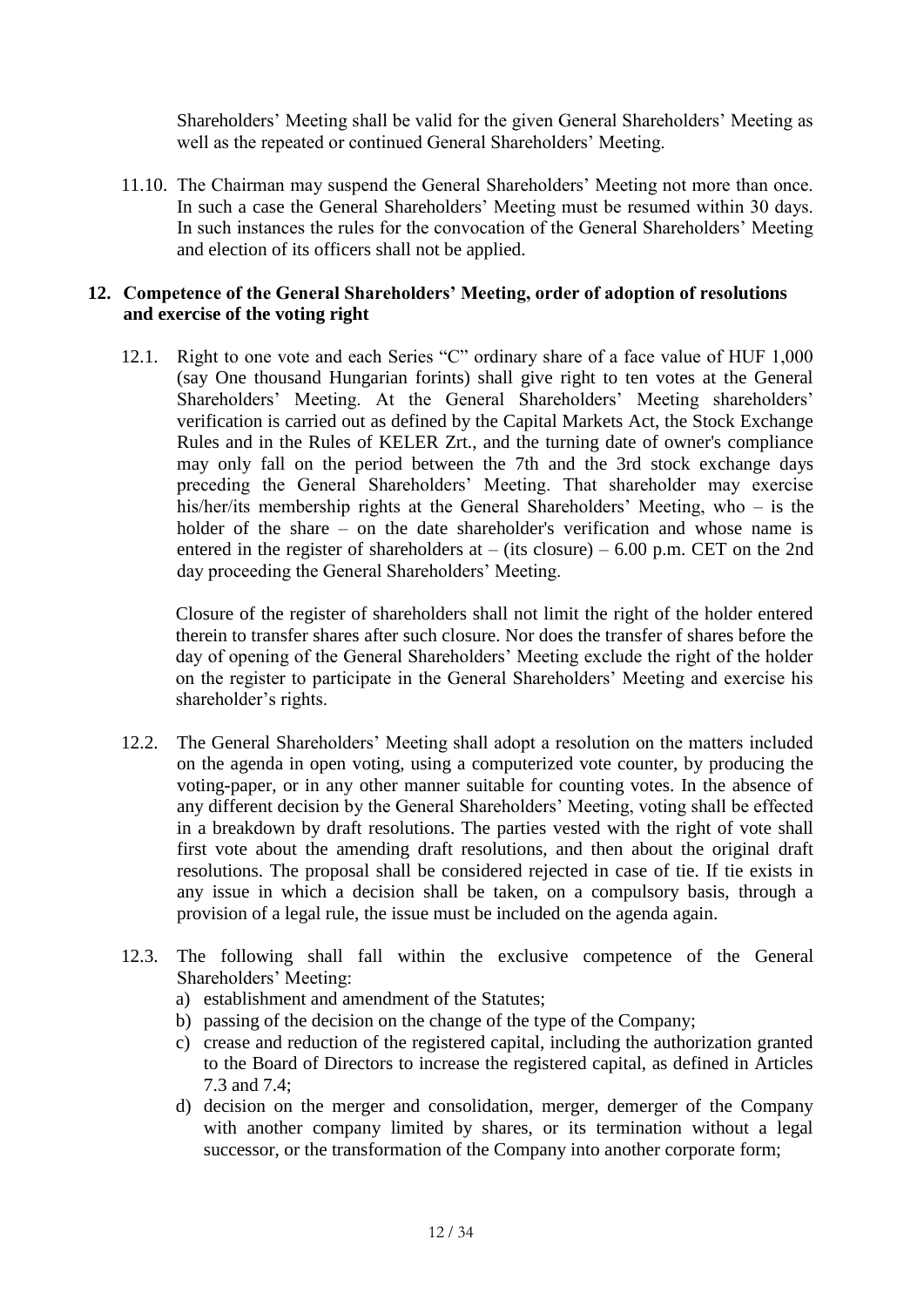Shareholders' Meeting shall be valid for the given General Shareholders' Meeting as well as the repeated or continued General Shareholders' Meeting.

11.10. The Chairman may suspend the General Shareholders' Meeting not more than once. In such a case the General Shareholders' Meeting must be resumed within 30 days. In such instances the rules for the convocation of the General Shareholders' Meeting and election of its officers shall not be applied.

## 12. Competence of the General Shareholders' Meeting, order of adoption of resolutions and exercise of the voting right

12.1. Right to one vote and each Series "C" ordinary share of a face value of HUF 1,000 (say One thousand Hungarian forints) shall give right to ten votes at the General Shareholders' Meeting. At the General Shareholders' Meeting shareholders' verification is carried out as defined by the Capital Markets Act, the Stock Exchange Rules and in the Rules of KELER Zrt., and the turning date of owner's compliance may only fall on the period between the 7th and the 3rd stock exchange days preceding the General Shareholders' Meeting. That shareholder may exercise his/her/its membership rights at the General Shareholders' Meeting, who – is the holder of the share – on the date shareholder's verification and whose name is entered in the register of shareholders at – (its closure) – 6.00 p.m. CET on the 2nd day proceeding the General Shareholders' Meeting.

Closure of the register of shareholders shall not limit the right of the holder entered therein to transfer shares after such closure. Nor does the transfer of shares before the day of opening of the General Shareholders' Meeting exclude the right of the holder on the register to participate in the General Shareholders' Meeting and exercise his shareholder's rights.

12.2. The General Shareholders' Meeting shall adopt a resolution on the matters included on the agenda in open voting, using a computerized vote counter, by producing the voting-paper, or in any other manner suitable for counting votes. In the absence of any different decision by the General Shareholders' Meeting, voting shall be effected in a breakdown by draft resolutions. The parties vested with the right of vote shall first vote about the amending draft resolutions, and then about the original draft resolutions. The proposal shall be considered rejected in case of tie. If tie exists in any issue in which a decision shall be taken, on a compulsory basis, through a provision of a legal rule, the issue must be included on the agenda again.

12.3. The following shall fall within the exclusive competence of the General Shareholders' Meeting:

a) establishment and amendment of the Statutes;
b) passing of the decision on the change of the type of the Company;
c) crease and reduction of the registered capital, including the authorization granted to the Board of Directors to increase the registered capital, as defined in Articles 7.3 and 7.4;
d) decision on the merger and consolidation, merger, demerger of the Company with another company limited by shares, or its termination without a legal successor, or the transformation of the Company into another corporate form;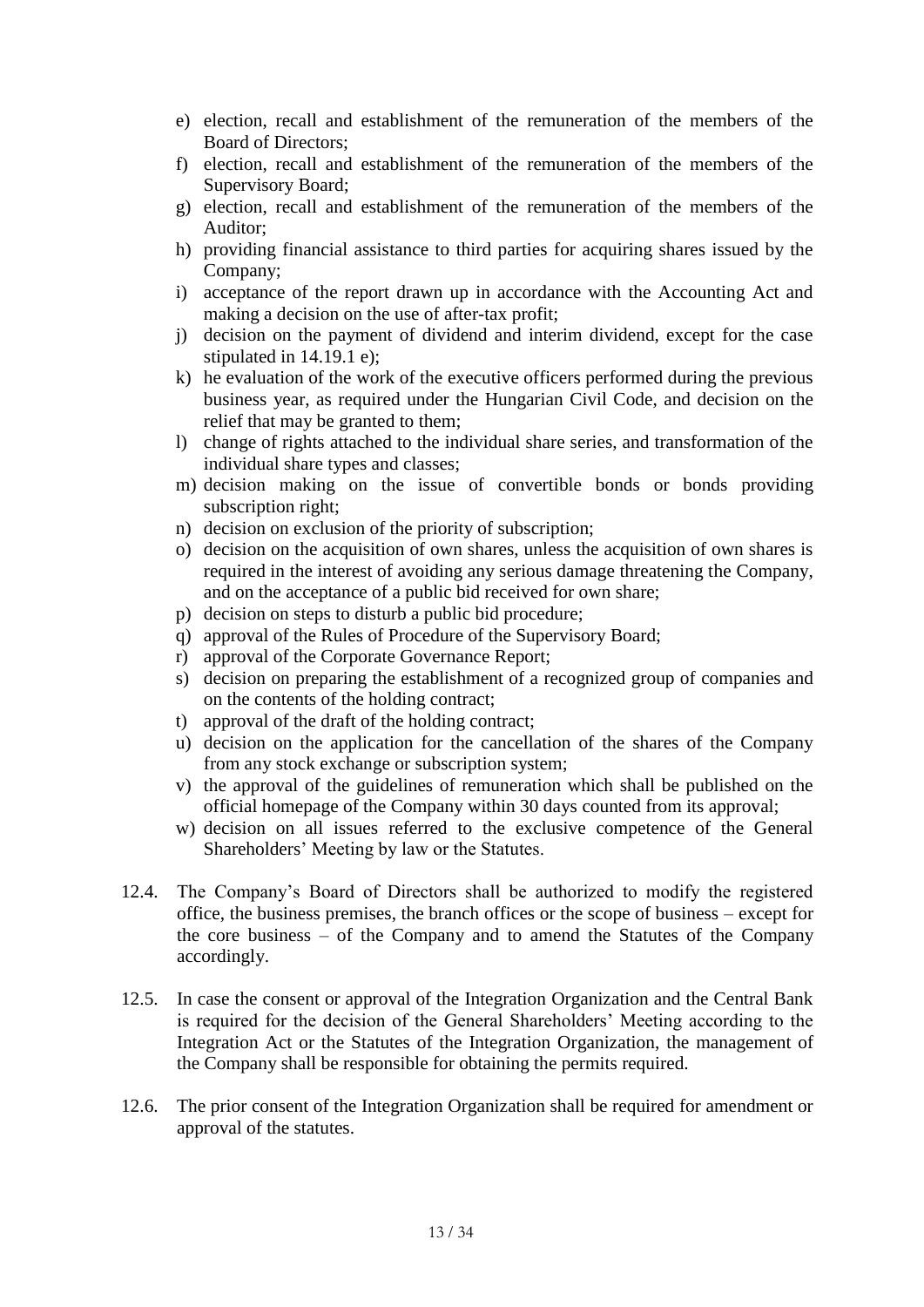e) election, recall and establishment of the remuneration of the members of the Board of Directors;
f) election, recall and establishment of the remuneration of the members of the Supervisory Board;
g) election, recall and establishment of the remuneration of the members of the Auditor;
h) providing financial assistance to third parties for acquiring shares issued by the Company;
i) acceptance of the report drawn up in accordance with the Accounting Act and making a decision on the use of after-tax profit;
j) decision on the payment of dividend and interim dividend, except for the case stipulated in 14.19.1 e);
k) he evaluation of the work of the executive officers performed during the previous business year, as required under the Hungarian Civil Code, and decision on the relief that may be granted to them;
l) change of rights attached to the individual share series, and transformation of the individual share types and classes;
m) decision making on the issue of convertible bonds or bonds providing subscription right;
n) decision on exclusion of the priority of subscription;
o) decision on the acquisition of own shares, unless the acquisition of own shares is required in the interest of avoiding any serious damage threatening the Company, and on the acceptance of a public bid received for own share;
p) decision on steps to disturb a public bid procedure;
q) approval of the Rules of Procedure of the Supervisory Board;
r) approval of the Corporate Governance Report;
s) decision on preparing the establishment of a recognized group of companies and on the contents of the holding contract;
t) approval of the draft of the holding contract;
u) decision on the application for the cancellation of the shares of the Company from any stock exchange or subscription system;
v) the approval of the guidelines of remuneration which shall be published on the official homepage of the Company within 30 days counted from its approval;
w) decision on all issues referred to the exclusive competence of the General Shareholders' Meeting by law or the Statutes.

12.4. The Company's Board of Directors shall be authorized to modify the registered office, the business premises, the branch offices or the scope of business – except for the core business – of the Company and to amend the Statutes of the Company accordingly.

12.5. In case the consent or approval of the Integration Organization and the Central Bank is required for the decision of the General Shareholders' Meeting according to the Integration Act or the Statutes of the Integration Organization, the management of the Company shall be responsible for obtaining the permits required.

12.6. The prior consent of the Integration Organization shall be required for amendment or approval of the statutes.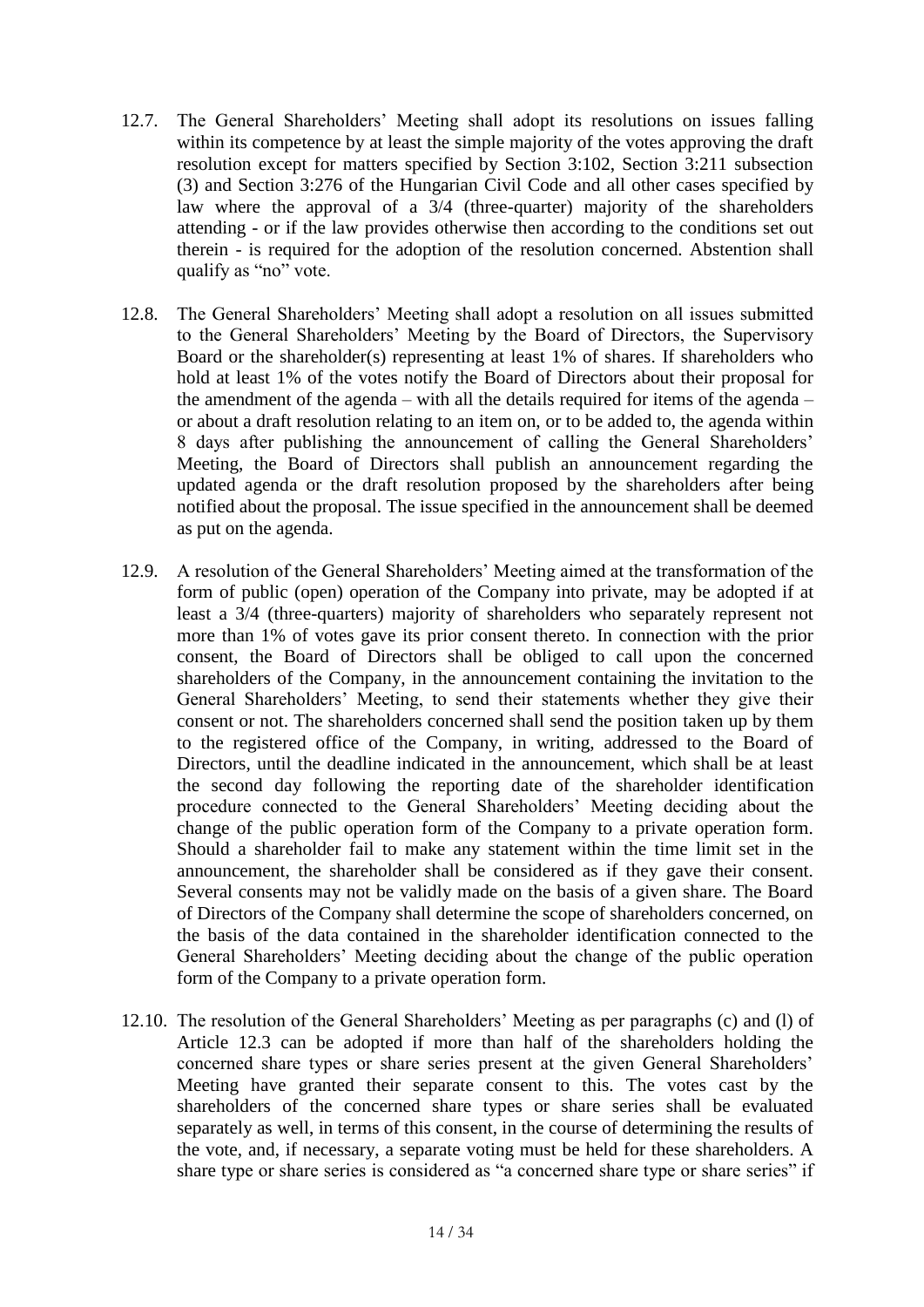12.7. The General Shareholders' Meeting shall adopt its resolutions on issues falling within its competence by at least the simple majority of the votes approving the draft resolution except for matters specified by Section 3:102, Section 3:211 subsection (3) and Section 3:276 of the Hungarian Civil Code and all other cases specified by law where the approval of a 3/4 (three-quarter) majority of the shareholders attending - or if the law provides otherwise then according to the conditions set out therein - is required for the adoption of the resolution concerned. Abstention shall qualify as "no" vote.

12.8. The General Shareholders' Meeting shall adopt a resolution on all issues submitted to the General Shareholders' Meeting by the Board of Directors, the Supervisory Board or the shareholder(s) representing at least 1% of shares. If shareholders who hold at least 1% of the votes notify the Board of Directors about their proposal for the amendment of the agenda – with all the details required for items of the agenda – or about a draft resolution relating to an item on, or to be added to, the agenda within 8 days after publishing the announcement of calling the General Shareholders' Meeting, the Board of Directors shall publish an announcement regarding the updated agenda or the draft resolution proposed by the shareholders after being notified about the proposal. The issue specified in the announcement shall be deemed as put on the agenda.

12.9. A resolution of the General Shareholders' Meeting aimed at the transformation of the form of public (open) operation of the Company into private, may be adopted if at least a 3/4 (three-quarters) majority of shareholders who separately represent not more than 1% of votes gave its prior consent thereto. In connection with the prior consent, the Board of Directors shall be obliged to call upon the concerned shareholders of the Company, in the announcement containing the invitation to the General Shareholders' Meeting, to send their statements whether they give their consent or not. The shareholders concerned shall send the position taken up by them to the registered office of the Company, in writing, addressed to the Board of Directors, until the deadline indicated in the announcement, which shall be at least the second day following the reporting date of the shareholder identification procedure connected to the General Shareholders' Meeting deciding about the change of the public operation form of the Company to a private operation form. Should a shareholder fail to make any statement within the time limit set in the announcement, the shareholder shall be considered as if they gave their consent. Several consents may not be validly made on the basis of a given share. The Board of Directors of the Company shall determine the scope of shareholders concerned, on the basis of the data contained in the shareholder identification connected to the General Shareholders' Meeting deciding about the change of the public operation form of the Company to a private operation form.

12.10. The resolution of the General Shareholders' Meeting as per paragraphs (c) and (l) of Article 12.3 can be adopted if more than half of the shareholders holding the concerned share types or share series present at the given General Shareholders' Meeting have granted their separate consent to this. The votes cast by the shareholders of the concerned share types or share series shall be evaluated separately as well, in terms of this consent, in the course of determining the results of the vote, and, if necessary, a separate voting must be held for these shareholders. A share type or share series is considered as "a concerned share type or share series" if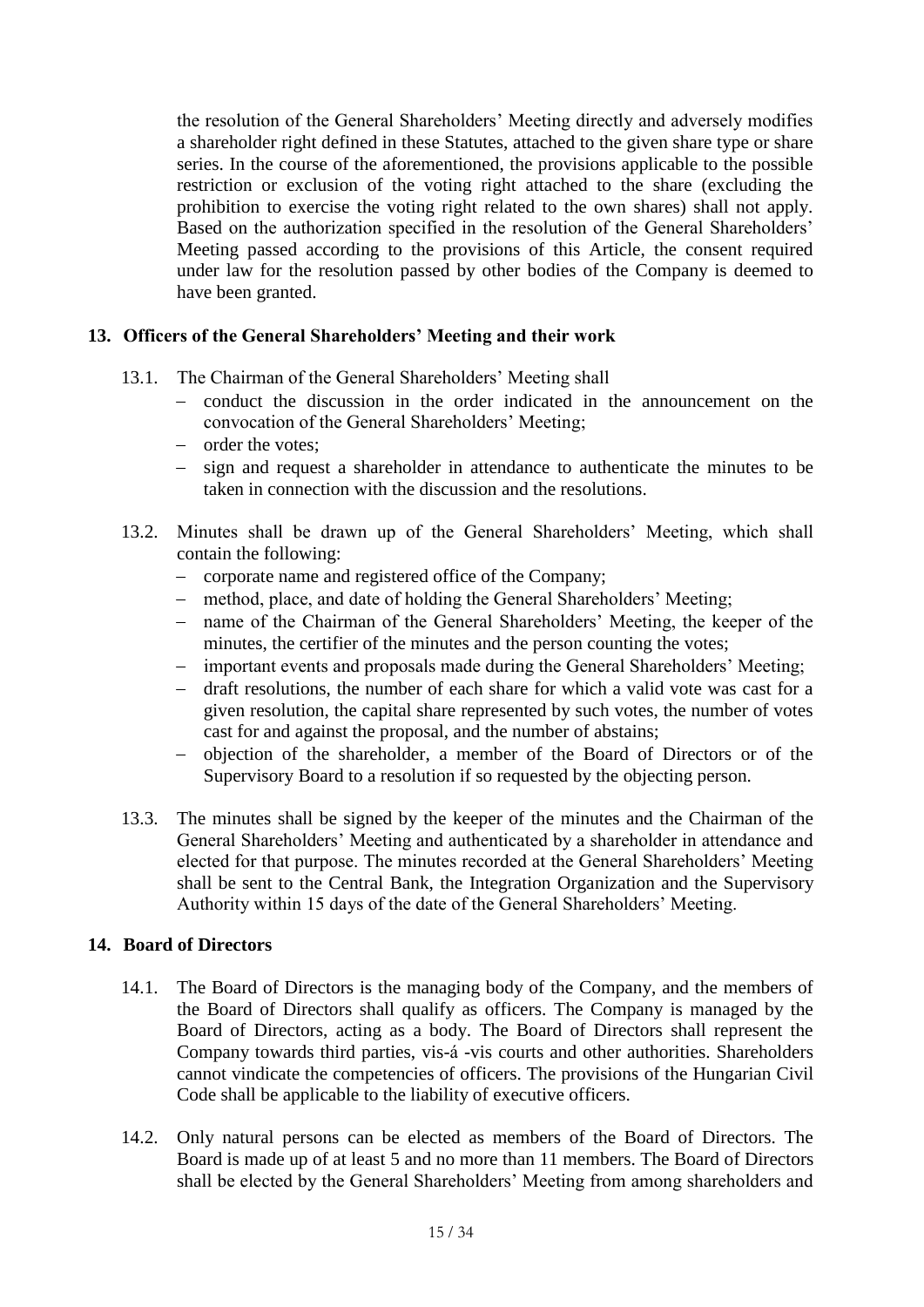the resolution of the General Shareholders' Meeting directly and adversely modifies a shareholder right defined in these Statutes, attached to the given share type or share series. In the course of the aforementioned, the provisions applicable to the possible restriction or exclusion of the voting right attached to the share (excluding the prohibition to exercise the voting right related to the own shares) shall not apply. Based on the authorization specified in the resolution of the General Shareholders' Meeting passed according to the provisions of this Article, the consent required under law for the resolution passed by other bodies of the Company is deemed to have been granted.

## 13. Officers of the General Shareholders' Meeting and their work

13.1. The Chairman of the General Shareholders' Meeting shall

- conduct the discussion in the order indicated in the announcement on the convocation of the General Shareholders' Meeting;
- order the votes;
- sign and request a shareholder in attendance to authenticate the minutes to be taken in connection with the discussion and the resolutions.

13.2. Minutes shall be drawn up of the General Shareholders' Meeting, which shall contain the following:

- corporate name and registered office of the Company;
- method, place, and date of holding the General Shareholders' Meeting;
- name of the Chairman of the General Shareholders' Meeting, the keeper of the minutes, the certifier of the minutes and the person counting the votes;
- important events and proposals made during the General Shareholders' Meeting;
- draft resolutions, the number of each share for which a valid vote was cast for a given resolution, the capital share represented by such votes, the number of votes cast for and against the proposal, and the number of abstains;
- objection of the shareholder, a member of the Board of Directors or of the Supervisory Board to a resolution if so requested by the objecting person.

13.3. The minutes shall be signed by the keeper of the minutes and the Chairman of the General Shareholders' Meeting and authenticated by a shareholder in attendance and elected for that purpose. The minutes recorded at the General Shareholders' Meeting shall be sent to the Central Bank, the Integration Organization and the Supervisory Authority within 15 days of the date of the General Shareholders' Meeting.

## 14. Board of Directors

14.1. The Board of Directors is the managing body of the Company, and the members of the Board of Directors shall qualify as officers. The Company is managed by the Board of Directors, acting as a body. The Board of Directors shall represent the Company towards third parties, vis-á -vis courts and other authorities. Shareholders cannot vindicate the competencies of officers. The provisions of the Hungarian Civil Code shall be applicable to the liability of executive officers.

14.2. Only natural persons can be elected as members of the Board of Directors. The Board is made up of at least 5 and no more than 11 members. The Board of Directors shall be elected by the General Shareholders' Meeting from among shareholders and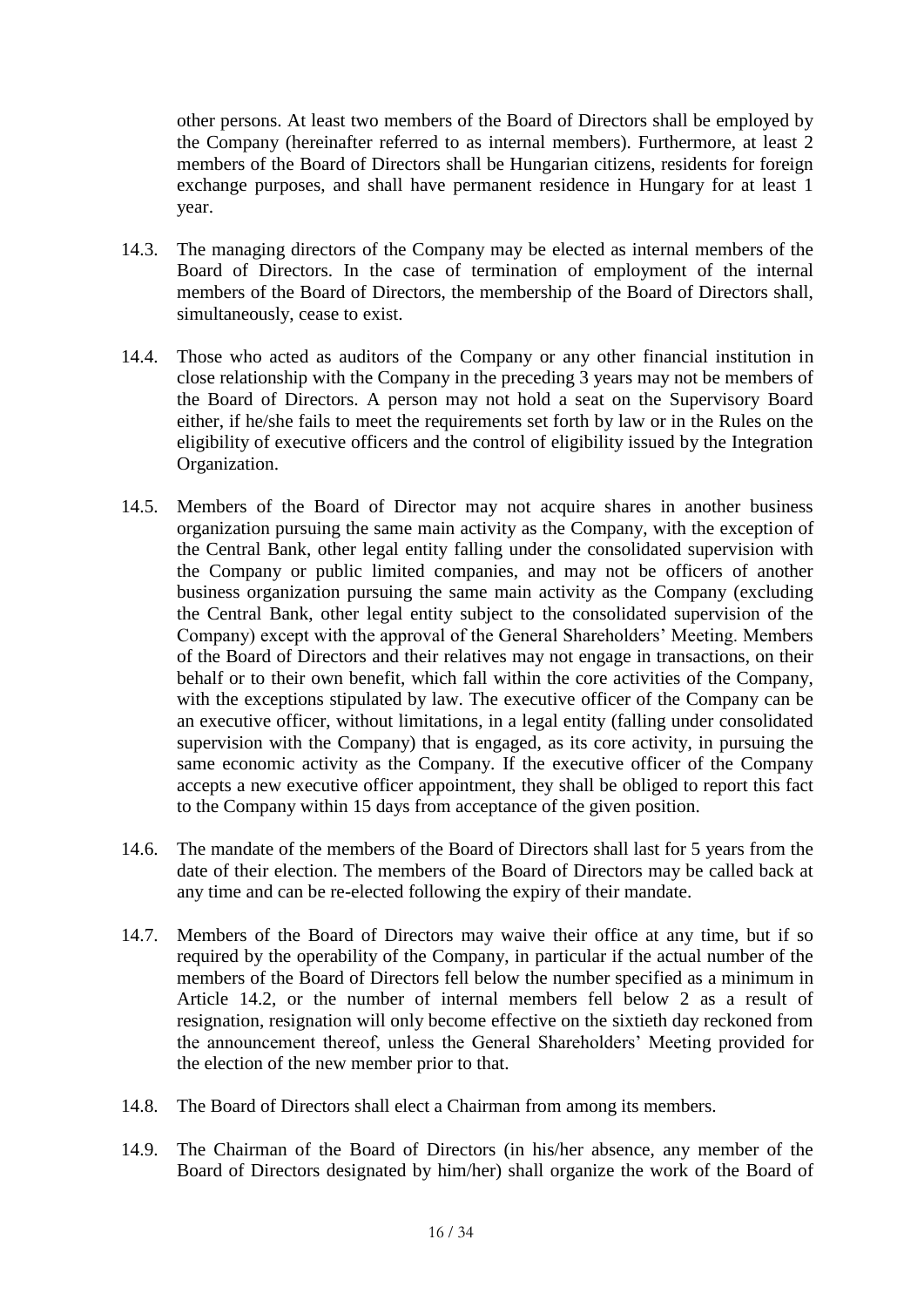other persons. At least two members of the Board of Directors shall be employed by the Company (hereinafter referred to as internal members). Furthermore, at least 2 members of the Board of Directors shall be Hungarian citizens, residents for foreign exchange purposes, and shall have permanent residence in Hungary for at least 1 year.

14.3. The managing directors of the Company may be elected as internal members of the Board of Directors. In the case of termination of employment of the internal members of the Board of Directors, the membership of the Board of Directors shall, simultaneously, cease to exist.

14.4. Those who acted as auditors of the Company or any other financial institution in close relationship with the Company in the preceding 3 years may not be members of the Board of Directors. A person may not hold a seat on the Supervisory Board either, if he/she fails to meet the requirements set forth by law or in the Rules on the eligibility of executive officers and the control of eligibility issued by the Integration Organization.

14.5. Members of the Board of Director may not acquire shares in another business organization pursuing the same main activity as the Company, with the exception of the Central Bank, other legal entity falling under the consolidated supervision with the Company or public limited companies, and may not be officers of another business organization pursuing the same main activity as the Company (excluding the Central Bank, other legal entity subject to the consolidated supervision of the Company) except with the approval of the General Shareholders' Meeting. Members of the Board of Directors and their relatives may not engage in transactions, on their behalf or to their own benefit, which fall within the core activities of the Company, with the exceptions stipulated by law. The executive officer of the Company can be an executive officer, without limitations, in a legal entity (falling under consolidated supervision with the Company) that is engaged, as its core activity, in pursuing the same economic activity as the Company. If the executive officer of the Company accepts a new executive officer appointment, they shall be obliged to report this fact to the Company within 15 days from acceptance of the given position.

14.6. The mandate of the members of the Board of Directors shall last for 5 years from the date of their election. The members of the Board of Directors may be called back at any time and can be re-elected following the expiry of their mandate.

14.7. Members of the Board of Directors may waive their office at any time, but if so required by the operability of the Company, in particular if the actual number of the members of the Board of Directors fell below the number specified as a minimum in Article 14.2, or the number of internal members fell below 2 as a result of resignation, resignation will only become effective on the sixtieth day reckoned from the announcement thereof, unless the General Shareholders' Meeting provided for the election of the new member prior to that.

14.8. The Board of Directors shall elect a Chairman from among its members.

14.9. The Chairman of the Board of Directors (in his/her absence, any member of the Board of Directors designated by him/her) shall organize the work of the Board of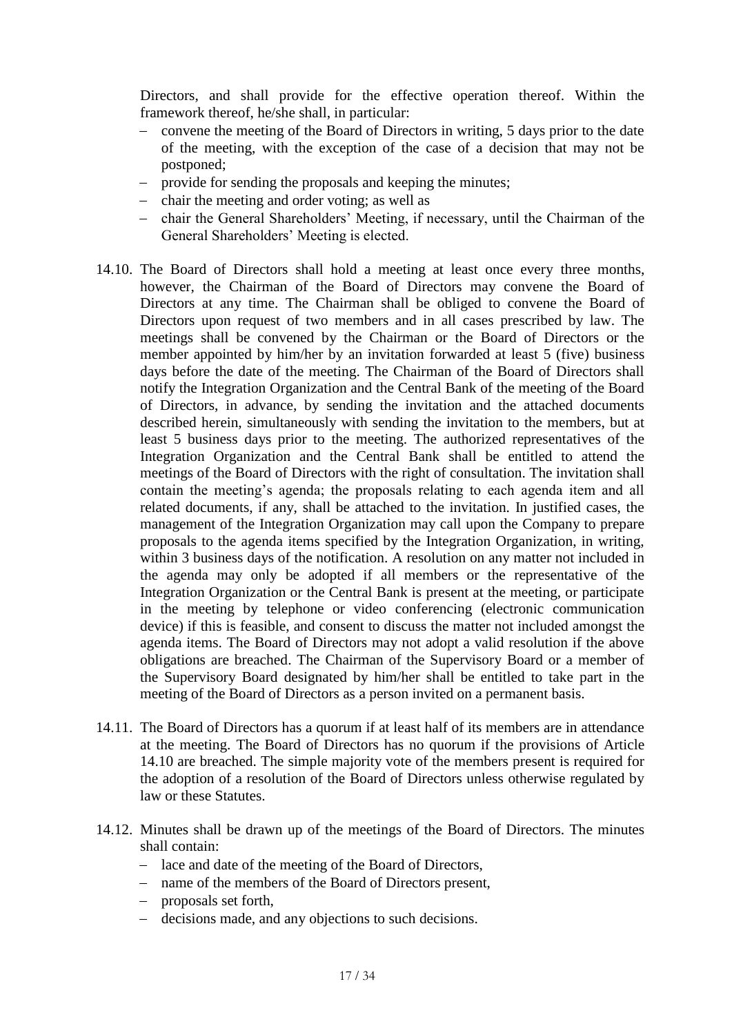Directors, and shall provide for the effective operation thereof. Within the framework thereof, he/she shall, in particular:

- convene the meeting of the Board of Directors in writing, 5 days prior to the date of the meeting, with the exception of the case of a decision that may not be postponed;
- provide for sending the proposals and keeping the minutes;
- chair the meeting and order voting; as well as
- chair the General Shareholders' Meeting, if necessary, until the Chairman of the General Shareholders' Meeting is elected.

14.10. The Board of Directors shall hold a meeting at least once every three months, however, the Chairman of the Board of Directors may convene the Board of Directors at any time. The Chairman shall be obliged to convene the Board of Directors upon request of two members and in all cases prescribed by law. The meetings shall be convened by the Chairman or the Board of Directors or the member appointed by him/her by an invitation forwarded at least 5 (five) business days before the date of the meeting. The Chairman of the Board of Directors shall notify the Integration Organization and the Central Bank of the meeting of the Board of Directors, in advance, by sending the invitation and the attached documents described herein, simultaneously with sending the invitation to the members, but at least 5 business days prior to the meeting. The authorized representatives of the Integration Organization and the Central Bank shall be entitled to attend the meetings of the Board of Directors with the right of consultation. The invitation shall contain the meeting's agenda; the proposals relating to each agenda item and all related documents, if any, shall be attached to the invitation. In justified cases, the management of the Integration Organization may call upon the Company to prepare proposals to the agenda items specified by the Integration Organization, in writing, within 3 business days of the notification. A resolution on any matter not included in the agenda may only be adopted if all members or the representative of the Integration Organization or the Central Bank is present at the meeting, or participate in the meeting by telephone or video conferencing (electronic communication device) if this is feasible, and consent to discuss the matter not included amongst the agenda items. The Board of Directors may not adopt a valid resolution if the above obligations are breached. The Chairman of the Supervisory Board or a member of the Supervisory Board designated by him/her shall be entitled to take part in the meeting of the Board of Directors as a person invited on a permanent basis.

14.11. The Board of Directors has a quorum if at least half of its members are in attendance at the meeting. The Board of Directors has no quorum if the provisions of Article 14.10 are breached. The simple majority vote of the members present is required for the adoption of a resolution of the Board of Directors unless otherwise regulated by law or these Statutes.

14.12. Minutes shall be drawn up of the meetings of the Board of Directors. The minutes shall contain:

- lace and date of the meeting of the Board of Directors,
- name of the members of the Board of Directors present,
- proposals set forth,
- decisions made, and any objections to such decisions.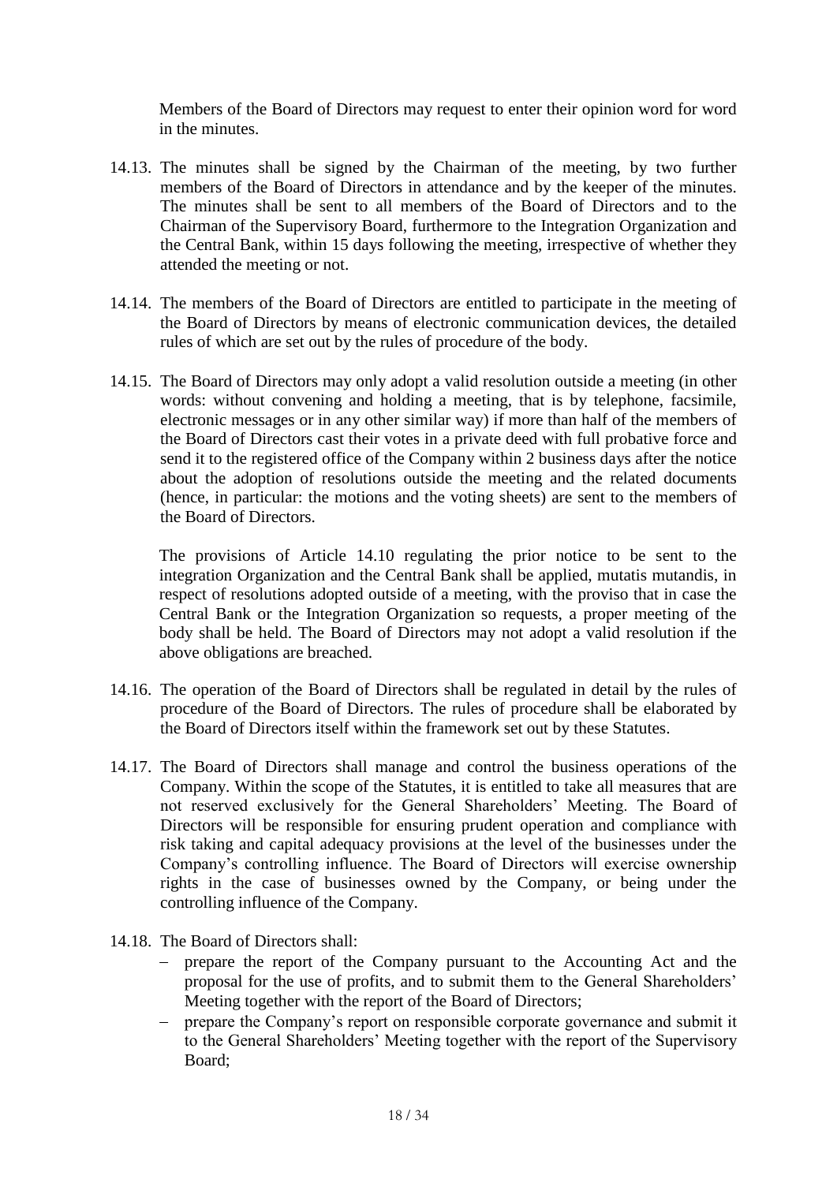Members of the Board of Directors may request to enter their opinion word for word in the minutes.

14.13. The minutes shall be signed by the Chairman of the meeting, by two further members of the Board of Directors in attendance and by the keeper of the minutes. The minutes shall be sent to all members of the Board of Directors and to the Chairman of the Supervisory Board, furthermore to the Integration Organization and the Central Bank, within 15 days following the meeting, irrespective of whether they attended the meeting or not.

14.14. The members of the Board of Directors are entitled to participate in the meeting of the Board of Directors by means of electronic communication devices, the detailed rules of which are set out by the rules of procedure of the body.

14.15. The Board of Directors may only adopt a valid resolution outside a meeting (in other words: without convening and holding a meeting, that is by telephone, facsimile, electronic messages or in any other similar way) if more than half of the members of the Board of Directors cast their votes in a private deed with full probative force and send it to the registered office of the Company within 2 business days after the notice about the adoption of resolutions outside the meeting and the related documents (hence, in particular: the motions and the voting sheets) are sent to the members of the Board of Directors.

The provisions of Article 14.10 regulating the prior notice to be sent to the integration Organization and the Central Bank shall be applied, mutatis mutandis, in respect of resolutions adopted outside of a meeting, with the proviso that in case the Central Bank or the Integration Organization so requests, a proper meeting of the body shall be held. The Board of Directors may not adopt a valid resolution if the above obligations are breached.

14.16. The operation of the Board of Directors shall be regulated in detail by the rules of procedure of the Board of Directors. The rules of procedure shall be elaborated by the Board of Directors itself within the framework set out by these Statutes.

14.17. The Board of Directors shall manage and control the business operations of the Company. Within the scope of the Statutes, it is entitled to take all measures that are not reserved exclusively for the General Shareholders' Meeting. The Board of Directors will be responsible for ensuring prudent operation and compliance with risk taking and capital adequacy provisions at the level of the businesses under the Company's controlling influence. The Board of Directors will exercise ownership rights in the case of businesses owned by the Company, or being under the controlling influence of the Company.

14.18. The Board of Directors shall:

- prepare the report of the Company pursuant to the Accounting Act and the proposal for the use of profits, and to submit them to the General Shareholders' Meeting together with the report of the Board of Directors;
- prepare the Company's report on responsible corporate governance and submit it to the General Shareholders' Meeting together with the report of the Supervisory Board;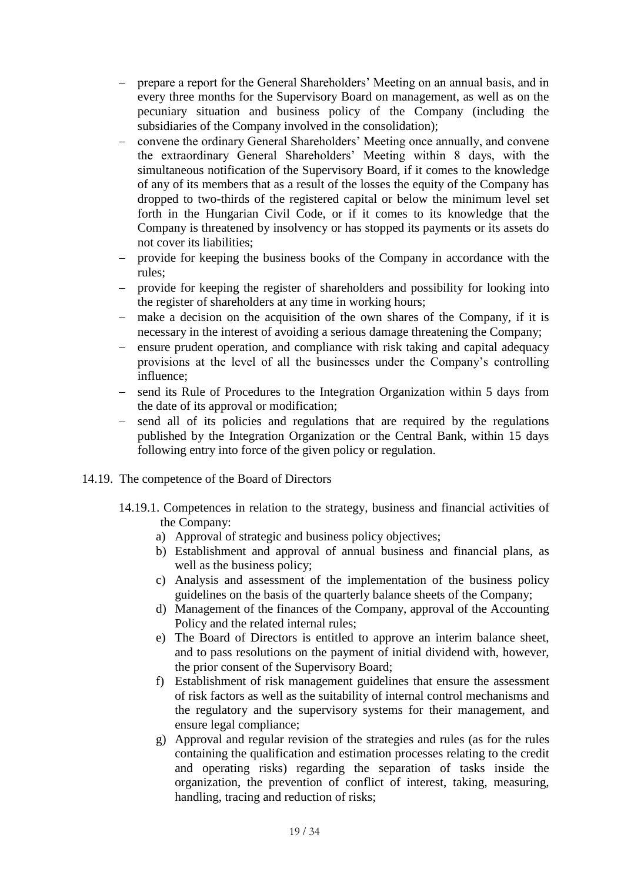- prepare a report for the General Shareholders' Meeting on an annual basis, and in every three months for the Supervisory Board on management, as well as on the pecuniary situation and business policy of the Company (including the subsidiaries of the Company involved in the consolidation);
- convene the ordinary General Shareholders' Meeting once annually, and convene the extraordinary General Shareholders' Meeting within 8 days, with the simultaneous notification of the Supervisory Board, if it comes to the knowledge of any of its members that as a result of the losses the equity of the Company has dropped to two-thirds of the registered capital or below the minimum level set forth in the Hungarian Civil Code, or if it comes to its knowledge that the Company is threatened by insolvency or has stopped its payments or its assets do not cover its liabilities;
- provide for keeping the business books of the Company in accordance with the rules;
- provide for keeping the register of shareholders and possibility for looking into the register of shareholders at any time in working hours;
- make a decision on the acquisition of the own shares of the Company, if it is necessary in the interest of avoiding a serious damage threatening the Company;
- ensure prudent operation, and compliance with risk taking and capital adequacy provisions at the level of all the businesses under the Company's controlling influence;
- send its Rule of Procedures to the Integration Organization within 5 days from the date of its approval or modification;
- send all of its policies and regulations that are required by the regulations published by the Integration Organization or the Central Bank, within 15 days following entry into force of the given policy or regulation.

14.19. The competence of the Board of Directors

14.19.1. Competences in relation to the strategy, business and financial activities of the Company:

a) Approval of strategic and business policy objectives;
b) Establishment and approval of annual business and financial plans, as well as the business policy;
c) Analysis and assessment of the implementation of the business policy guidelines on the basis of the quarterly balance sheets of the Company;
d) Management of the finances of the Company, approval of the Accounting Policy and the related internal rules;
e) The Board of Directors is entitled to approve an interim balance sheet, and to pass resolutions on the payment of initial dividend with, however, the prior consent of the Supervisory Board;
f) Establishment of risk management guidelines that ensure the assessment of risk factors as well as the suitability of internal control mechanisms and the regulatory and the supervisory systems for their management, and ensure legal compliance;
g) Approval and regular revision of the strategies and rules (as for the rules containing the qualification and estimation processes relating to the credit and operating risks) regarding the separation of tasks inside the organization, the prevention of conflict of interest, taking, measuring, handling, tracing and reduction of risks;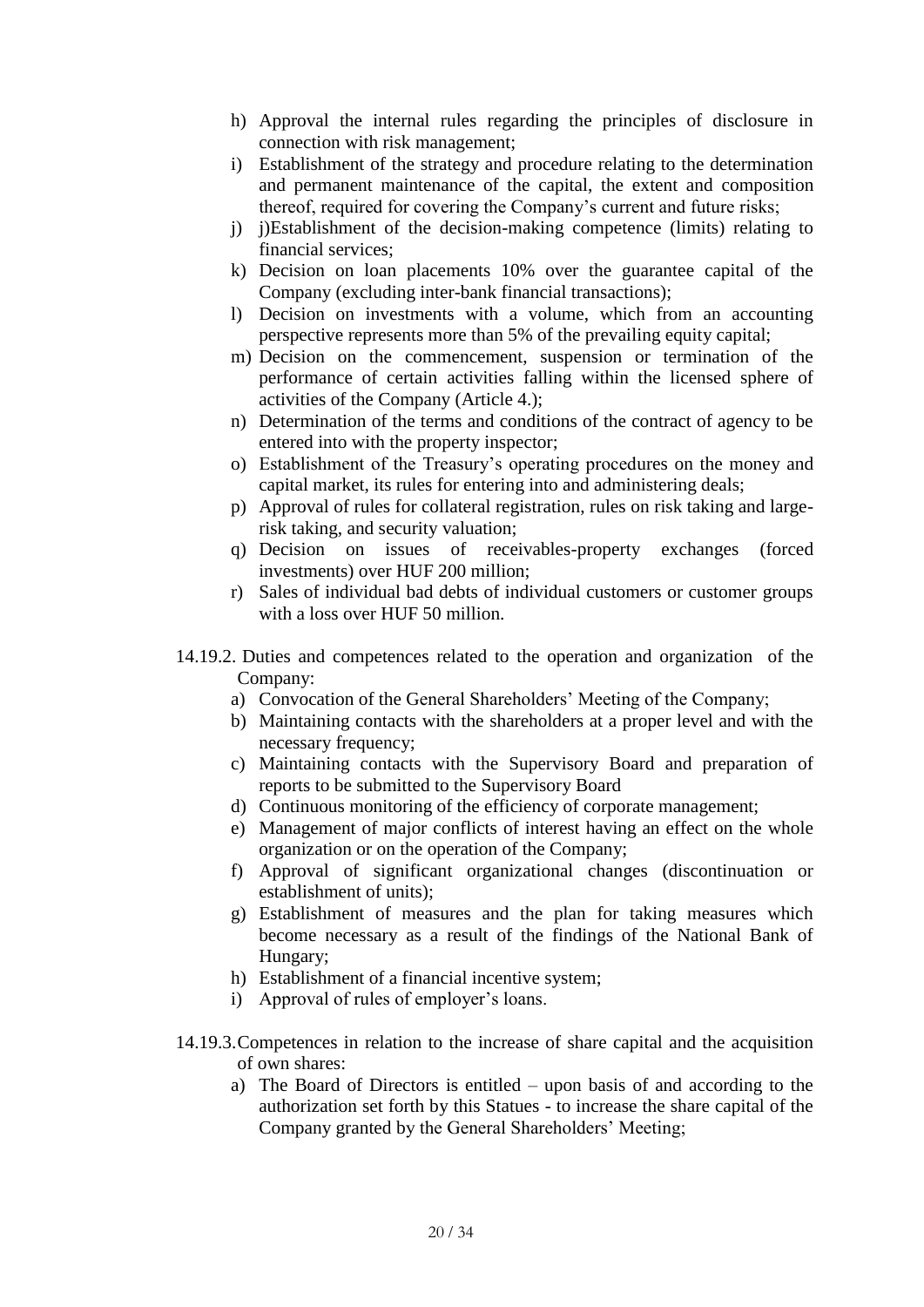h) Approval the internal rules regarding the principles of disclosure in connection with risk management;
i) Establishment of the strategy and procedure relating to the determination and permanent maintenance of the capital, the extent and composition thereof, required for covering the Company's current and future risks;
j) j)Establishment of the decision-making competence (limits) relating to financial services;
k) Decision on loan placements 10% over the guarantee capital of the Company (excluding inter-bank financial transactions);
l) Decision on investments with a volume, which from an accounting perspective represents more than 5% of the prevailing equity capital;
m) Decision on the commencement, suspension or termination of the performance of certain activities falling within the licensed sphere of activities of the Company (Article 4.);
n) Determination of the terms and conditions of the contract of agency to be entered into with the property inspector;
o) Establishment of the Treasury's operating procedures on the money and capital market, its rules for entering into and administering deals;
p) Approval of rules for collateral registration, rules on risk taking and large-risk taking, and security valuation;
q) Decision on issues of receivables-property exchanges (forced investments) over HUF 200 million;
r) Sales of individual bad debts of individual customers or customer groups with a loss over HUF 50 million.

14.19.2. Duties and competences related to the operation and organization of the Company:

a) Convocation of the General Shareholders' Meeting of the Company;
b) Maintaining contacts with the shareholders at a proper level and with the necessary frequency;
c) Maintaining contacts with the Supervisory Board and preparation of reports to be submitted to the Supervisory Board
d) Continuous monitoring of the efficiency of corporate management;
e) Management of major conflicts of interest having an effect on the whole organization or on the operation of the Company;
f) Approval of significant organizational changes (discontinuation or establishment of units);
g) Establishment of measures and the plan for taking measures which become necessary as a result of the findings of the National Bank of Hungary;
h) Establishment of a financial incentive system;
i) Approval of rules of employer's loans.

14.19.3. Competences in relation to the increase of share capital and the acquisition of own shares:

a) The Board of Directors is entitled – upon basis of and according to the authorization set forth by this Statues - to increase the share capital of the Company granted by the General Shareholders' Meeting;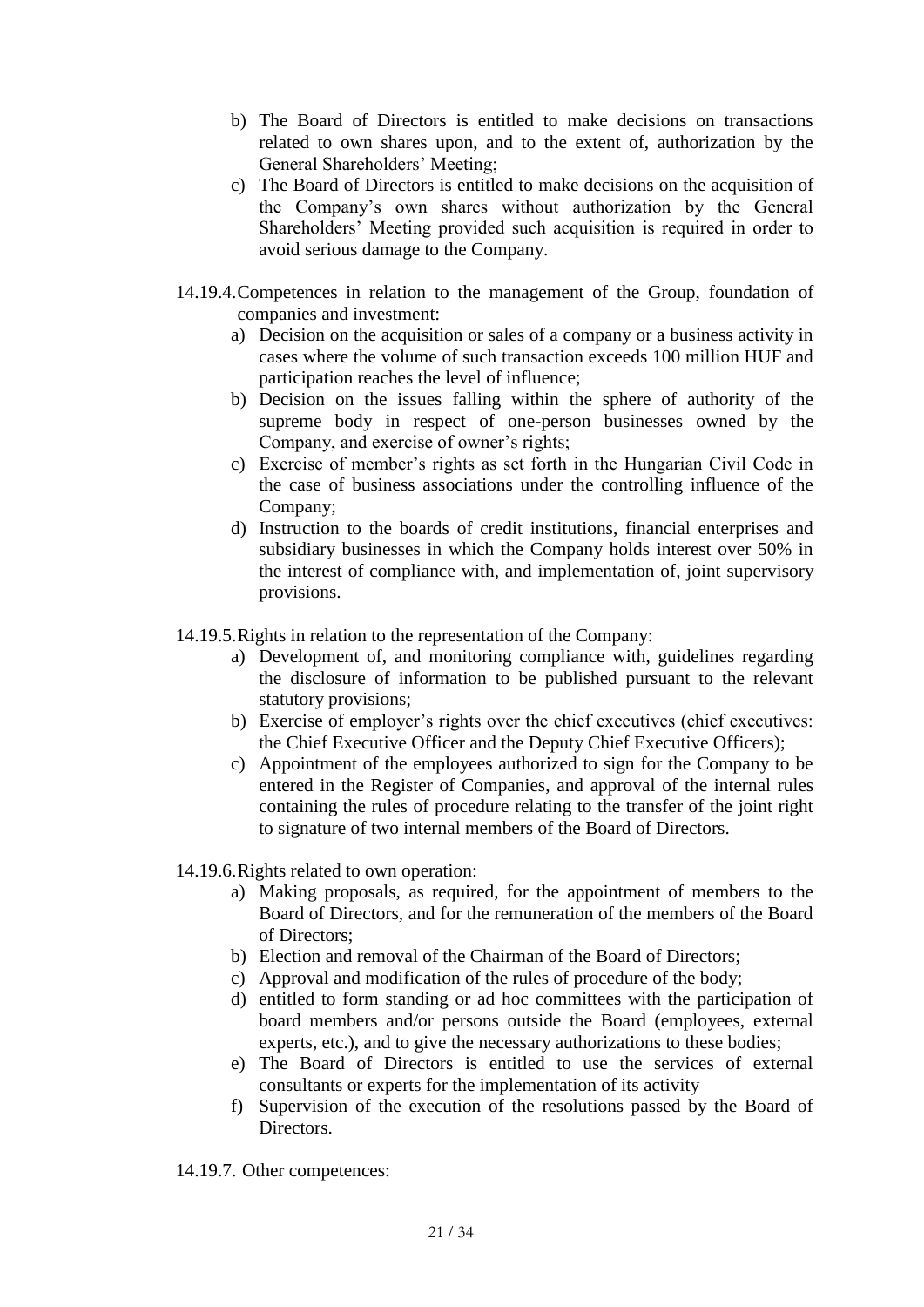b) The Board of Directors is entitled to make decisions on transactions related to own shares upon, and to the extent of, authorization by the General Shareholders' Meeting;
c) The Board of Directors is entitled to make decisions on the acquisition of the Company's own shares without authorization by the General Shareholders' Meeting provided such acquisition is required in order to avoid serious damage to the Company.

14.19.4. Competences in relation to the management of the Group, foundation of companies and investment:

a) Decision on the acquisition or sales of a company or a business activity in cases where the volume of such transaction exceeds 100 million HUF and participation reaches the level of influence;
b) Decision on the issues falling within the sphere of authority of the supreme body in respect of one-person businesses owned by the Company, and exercise of owner's rights;
c) Exercise of member's rights as set forth in the Hungarian Civil Code in the case of business associations under the controlling influence of the Company;
d) Instruction to the boards of credit institutions, financial enterprises and subsidiary businesses in which the Company holds interest over 50% in the interest of compliance with, and implementation of, joint supervisory provisions.

14.19.5. Rights in relation to the representation of the Company:

a) Development of, and monitoring compliance with, guidelines regarding the disclosure of information to be published pursuant to the relevant statutory provisions;
b) Exercise of employer's rights over the chief executives (chief executives: the Chief Executive Officer and the Deputy Chief Executive Officers);
c) Appointment of the employees authorized to sign for the Company to be entered in the Register of Companies, and approval of the internal rules containing the rules of procedure relating to the transfer of the joint right to signature of two internal members of the Board of Directors.

14.19.6. Rights related to own operation:

a) Making proposals, as required, for the appointment of members to the Board of Directors, and for the remuneration of the members of the Board of Directors;
b) Election and removal of the Chairman of the Board of Directors;
c) Approval and modification of the rules of procedure of the body;
d) entitled to form standing or ad hoc committees with the participation of board members and/or persons outside the Board (employees, external experts, etc.), and to give the necessary authorizations to these bodies;
e) The Board of Directors is entitled to use the services of external consultants or experts for the implementation of its activity
f) Supervision of the execution of the resolutions passed by the Board of Directors.

14.19.7. Other competences: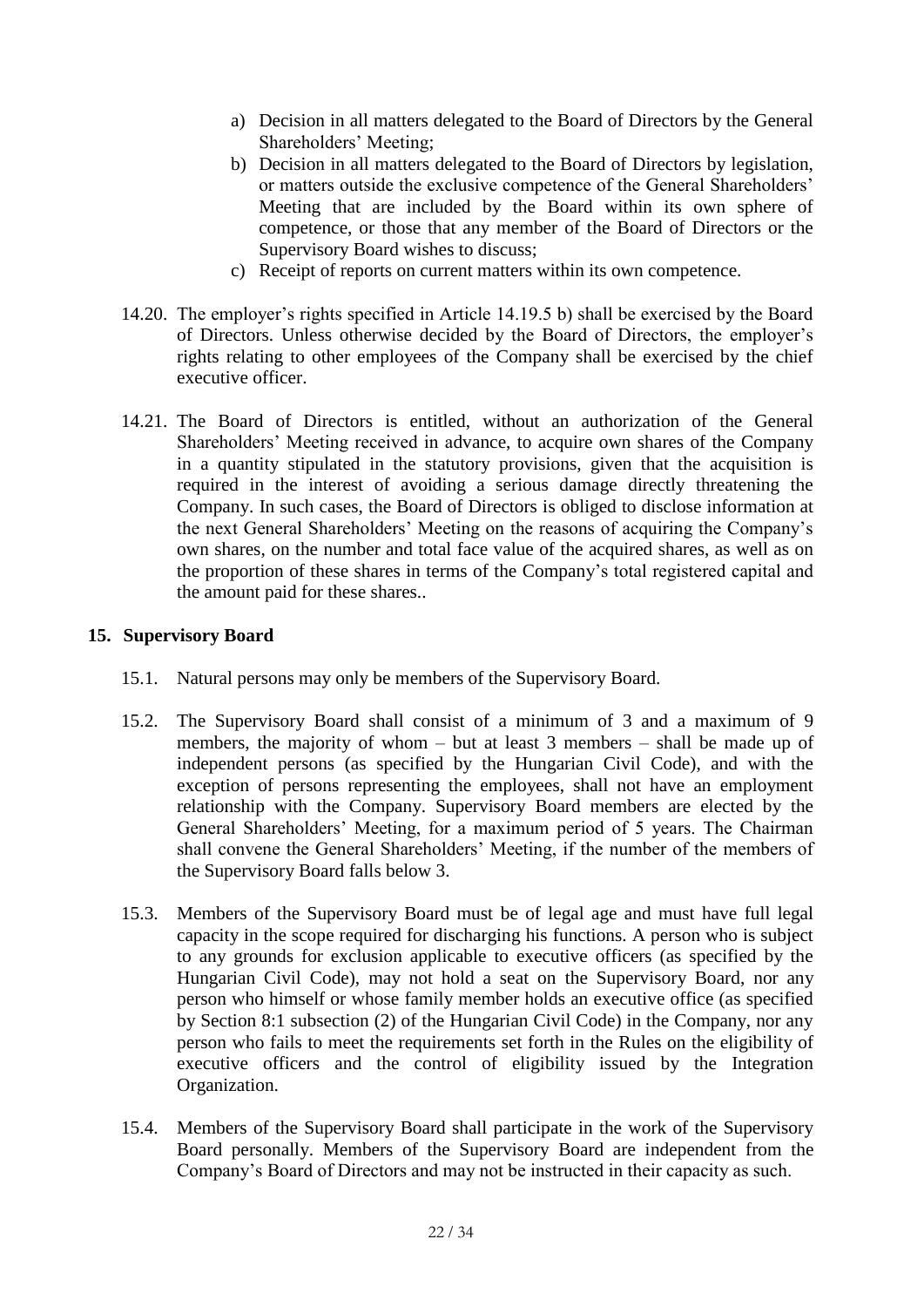a) Decision in all matters delegated to the Board of Directors by the General Shareholders' Meeting;
b) Decision in all matters delegated to the Board of Directors by legislation, or matters outside the exclusive competence of the General Shareholders' Meeting that are included by the Board within its own sphere of competence, or those that any member of the Board of Directors or the Supervisory Board wishes to discuss;
c) Receipt of reports on current matters within its own competence.

14.20. The employer's rights specified in Article 14.19.5 b) shall be exercised by the Board of Directors. Unless otherwise decided by the Board of Directors, the employer's rights relating to other employees of the Company shall be exercised by the chief executive officer.

14.21. The Board of Directors is entitled, without an authorization of the General Shareholders' Meeting received in advance, to acquire own shares of the Company in a quantity stipulated in the statutory provisions, given that the acquisition is required in the interest of avoiding a serious damage directly threatening the Company. In such cases, the Board of Directors is obliged to disclose information at the next General Shareholders' Meeting on the reasons of acquiring the Company's own shares, on the number and total face value of the acquired shares, as well as on the proportion of these shares in terms of the Company's total registered capital and the amount paid for these shares..

## 15. Supervisory Board

15.1. Natural persons may only be members of the Supervisory Board.

15.2. The Supervisory Board shall consist of a minimum of 3 and a maximum of 9 members, the majority of whom – but at least 3 members – shall be made up of independent persons (as specified by the Hungarian Civil Code), and with the exception of persons representing the employees, shall not have an employment relationship with the Company. Supervisory Board members are elected by the General Shareholders' Meeting, for a maximum period of 5 years. The Chairman shall convene the General Shareholders' Meeting, if the number of the members of the Supervisory Board falls below 3.

15.3. Members of the Supervisory Board must be of legal age and must have full legal capacity in the scope required for discharging his functions. A person who is subject to any grounds for exclusion applicable to executive officers (as specified by the Hungarian Civil Code), may not hold a seat on the Supervisory Board, nor any person who himself or whose family member holds an executive office (as specified by Section 8:1 subsection (2) of the Hungarian Civil Code) in the Company, nor any person who fails to meet the requirements set forth in the Rules on the eligibility of executive officers and the control of eligibility issued by the Integration Organization.

15.4. Members of the Supervisory Board shall participate in the work of the Supervisory Board personally. Members of the Supervisory Board are independent from the Company's Board of Directors and may not be instructed in their capacity as such.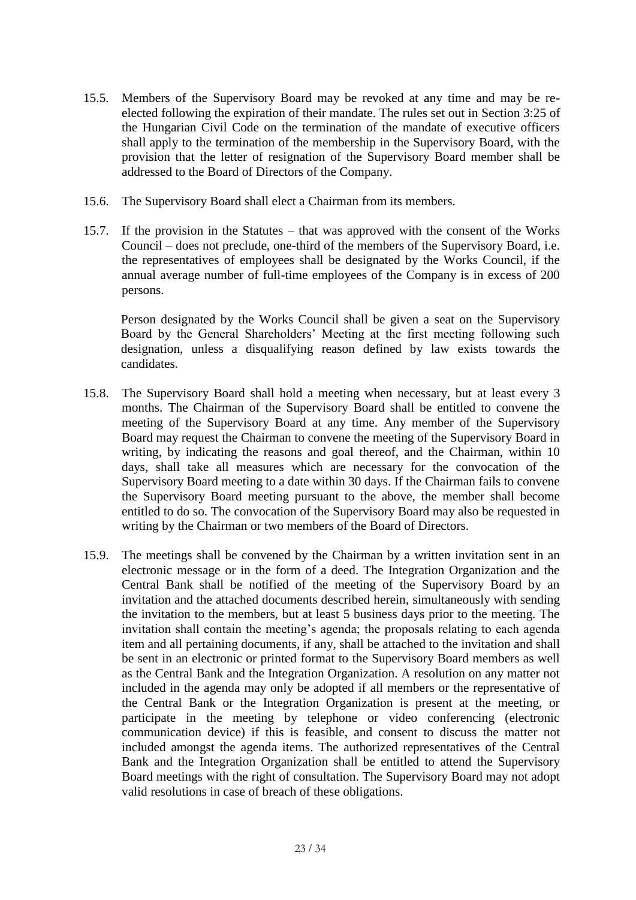15.5. Members of the Supervisory Board may be revoked at any time and may be re-elected following the expiration of their mandate. The rules set out in Section 3:25 of the Hungarian Civil Code on the termination of the mandate of executive officers shall apply to the termination of the membership in the Supervisory Board, with the provision that the letter of resignation of the Supervisory Board member shall be addressed to the Board of Directors of the Company.

15.6. The Supervisory Board shall elect a Chairman from its members.

15.7. If the provision in the Statutes – that was approved with the consent of the Works Council – does not preclude, one-third of the members of the Supervisory Board, i.e. the representatives of employees shall be designated by the Works Council, if the annual average number of full-time employees of the Company is in excess of 200 persons.

Person designated by the Works Council shall be given a seat on the Supervisory Board by the General Shareholders' Meeting at the first meeting following such designation, unless a disqualifying reason defined by law exists towards the candidates.

15.8. The Supervisory Board shall hold a meeting when necessary, but at least every 3 months. The Chairman of the Supervisory Board shall be entitled to convene the meeting of the Supervisory Board at any time. Any member of the Supervisory Board may request the Chairman to convene the meeting of the Supervisory Board in writing, by indicating the reasons and goal thereof, and the Chairman, within 10 days, shall take all measures which are necessary for the convocation of the Supervisory Board meeting to a date within 30 days. If the Chairman fails to convene the Supervisory Board meeting pursuant to the above, the member shall become entitled to do so. The convocation of the Supervisory Board may also be requested in writing by the Chairman or two members of the Board of Directors.

15.9. The meetings shall be convened by the Chairman by a written invitation sent in an electronic message or in the form of a deed. The Integration Organization and the Central Bank shall be notified of the meeting of the Supervisory Board by an invitation and the attached documents described herein, simultaneously with sending the invitation to the members, but at least 5 business days prior to the meeting. The invitation shall contain the meeting's agenda; the proposals relating to each agenda item and all pertaining documents, if any, shall be attached to the invitation and shall be sent in an electronic or printed format to the Supervisory Board members as well as the Central Bank and the Integration Organization. A resolution on any matter not included in the agenda may only be adopted if all members or the representative of the Central Bank or the Integration Organization is present at the meeting, or participate in the meeting by telephone or video conferencing (electronic communication device) if this is feasible, and consent to discuss the matter not included amongst the agenda items. The authorized representatives of the Central Bank and the Integration Organization shall be entitled to attend the Supervisory Board meetings with the right of consultation. The Supervisory Board may not adopt valid resolutions in case of breach of these obligations.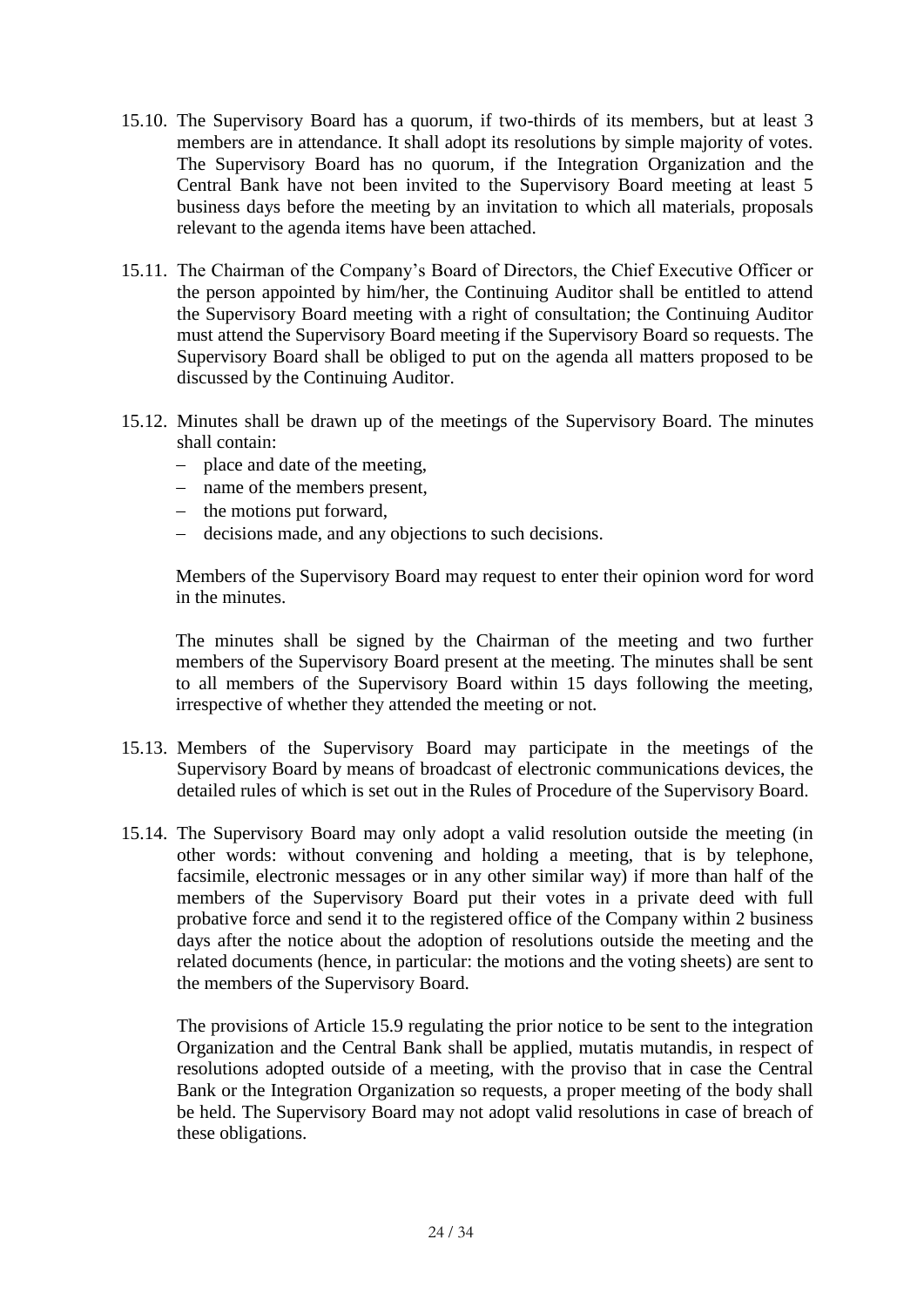15.10. The Supervisory Board has a quorum, if two-thirds of its members, but at least 3 members are in attendance. It shall adopt its resolutions by simple majority of votes. The Supervisory Board has no quorum, if the Integration Organization and the Central Bank have not been invited to the Supervisory Board meeting at least 5 business days before the meeting by an invitation to which all materials, proposals relevant to the agenda items have been attached.

15.11. The Chairman of the Company's Board of Directors, the Chief Executive Officer or the person appointed by him/her, the Continuing Auditor shall be entitled to attend the Supervisory Board meeting with a right of consultation; the Continuing Auditor must attend the Supervisory Board meeting if the Supervisory Board so requests. The Supervisory Board shall be obliged to put on the agenda all matters proposed to be discussed by the Continuing Auditor.

15.12. Minutes shall be drawn up of the meetings of the Supervisory Board. The minutes shall contain:

- place and date of the meeting,
- name of the members present,
- the motions put forward,
- decisions made, and any objections to such decisions.

Members of the Supervisory Board may request to enter their opinion word for word in the minutes.

The minutes shall be signed by the Chairman of the meeting and two further members of the Supervisory Board present at the meeting. The minutes shall be sent to all members of the Supervisory Board within 15 days following the meeting, irrespective of whether they attended the meeting or not.

15.13. Members of the Supervisory Board may participate in the meetings of the Supervisory Board by means of broadcast of electronic communications devices, the detailed rules of which is set out in the Rules of Procedure of the Supervisory Board.

15.14. The Supervisory Board may only adopt a valid resolution outside the meeting (in other words: without convening and holding a meeting, that is by telephone, facsimile, electronic messages or in any other similar way) if more than half of the members of the Supervisory Board put their votes in a private deed with full probative force and send it to the registered office of the Company within 2 business days after the notice about the adoption of resolutions outside the meeting and the related documents (hence, in particular: the motions and the voting sheets) are sent to the members of the Supervisory Board.

The provisions of Article 15.9 regulating the prior notice to be sent to the integration Organization and the Central Bank shall be applied, mutatis mutandis, in respect of resolutions adopted outside of a meeting, with the proviso that in case the Central Bank or the Integration Organization so requests, a proper meeting of the body shall be held. The Supervisory Board may not adopt valid resolutions in case of breach of these obligations.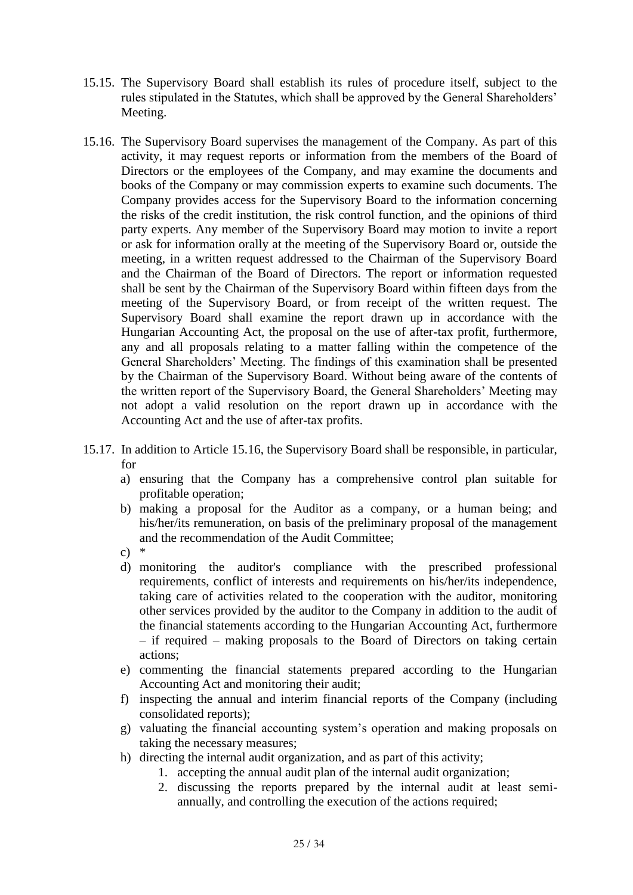15.15. The Supervisory Board shall establish its rules of procedure itself, subject to the rules stipulated in the Statutes, which shall be approved by the General Shareholders' Meeting.

15.16. The Supervisory Board supervises the management of the Company. As part of this activity, it may request reports or information from the members of the Board of Directors or the employees of the Company, and may examine the documents and books of the Company or may commission experts to examine such documents. The Company provides access for the Supervisory Board to the information concerning the risks of the credit institution, the risk control function, and the opinions of third party experts. Any member of the Supervisory Board may motion to invite a report or ask for information orally at the meeting of the Supervisory Board or, outside the meeting, in a written request addressed to the Chairman of the Supervisory Board and the Chairman of the Board of Directors. The report or information requested shall be sent by the Chairman of the Supervisory Board within fifteen days from the meeting of the Supervisory Board, or from receipt of the written request. The Supervisory Board shall examine the report drawn up in accordance with the Hungarian Accounting Act, the proposal on the use of after-tax profit, furthermore, any and all proposals relating to a matter falling within the competence of the General Shareholders' Meeting. The findings of this examination shall be presented by the Chairman of the Supervisory Board. Without being aware of the contents of the written report of the Supervisory Board, the General Shareholders' Meeting may not adopt a valid resolution on the report drawn up in accordance with the Accounting Act and the use of after-tax profits.

15.17. In addition to Article 15.16, the Supervisory Board shall be responsible, in particular, for

a) ensuring that the Company has a comprehensive control plan suitable for profitable operation;

b) making a proposal for the Auditor as a company, or a human being; and his/her/its remuneration, on basis of the preliminary proposal of the management and the recommendation of the Audit Committee;

c) *

d) monitoring the auditor's compliance with the prescribed professional requirements, conflict of interests and requirements on his/her/its independence, taking care of activities related to the cooperation with the auditor, monitoring other services provided by the auditor to the Company in addition to the audit of the financial statements according to the Hungarian Accounting Act, furthermore – if required – making proposals to the Board of Directors on taking certain actions;

e) commenting the financial statements prepared according to the Hungarian Accounting Act and monitoring their audit;

f) inspecting the annual and interim financial reports of the Company (including consolidated reports);

g) valuating the financial accounting system's operation and making proposals on taking the necessary measures;

h) directing the internal audit organization, and as part of this activity;

   1. accepting the annual audit plan of the internal audit organization;
   2. discussing the reports prepared by the internal audit at least semi-annually, and controlling the execution of the actions required;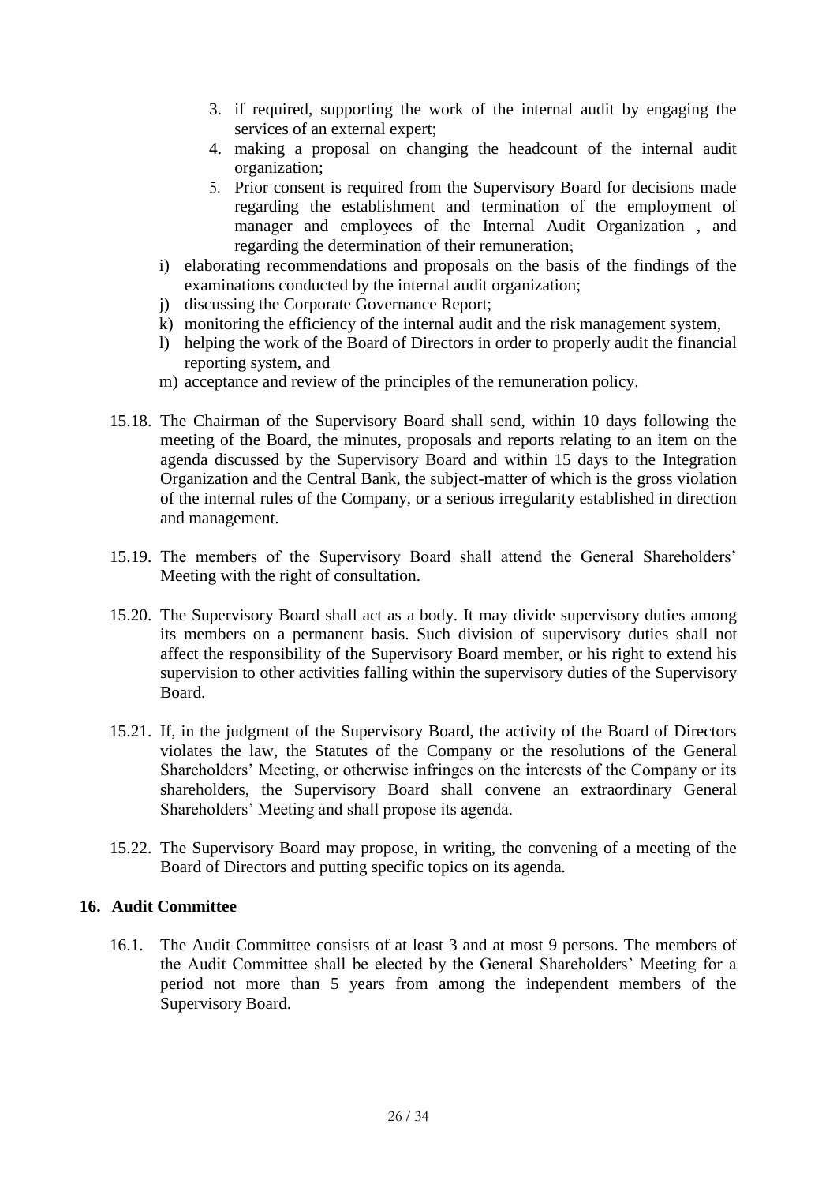3. if required, supporting the work of the internal audit by engaging the services of an external expert;
4. making a proposal on changing the headcount of the internal audit organization;
5. Prior consent is required from the Supervisory Board for decisions made regarding the establishment and termination of the employment of manager and employees of the Internal Audit Organization , and regarding the determination of their remuneration;

i) elaborating recommendations and proposals on the basis of the findings of the examinations conducted by the internal audit organization;
j) discussing the Corporate Governance Report;
k) monitoring the efficiency of the internal audit and the risk management system,
l) helping the work of the Board of Directors in order to properly audit the financial reporting system, and
m) acceptance and review of the principles of the remuneration policy.

15.18. The Chairman of the Supervisory Board shall send, within 10 days following the meeting of the Board, the minutes, proposals and reports relating to an item on the agenda discussed by the Supervisory Board and within 15 days to the Integration Organization and the Central Bank, the subject-matter of which is the gross violation of the internal rules of the Company, or a serious irregularity established in direction and management.

15.19. The members of the Supervisory Board shall attend the General Shareholders' Meeting with the right of consultation.

15.20. The Supervisory Board shall act as a body. It may divide supervisory duties among its members on a permanent basis. Such division of supervisory duties shall not affect the responsibility of the Supervisory Board member, or his right to extend his supervision to other activities falling within the supervisory duties of the Supervisory Board.

15.21. If, in the judgment of the Supervisory Board, the activity of the Board of Directors violates the law, the Statutes of the Company or the resolutions of the General Shareholders' Meeting, or otherwise infringes on the interests of the Company or its shareholders, the Supervisory Board shall convene an extraordinary General Shareholders' Meeting and shall propose its agenda.

15.22. The Supervisory Board may propose, in writing, the convening of a meeting of the Board of Directors and putting specific topics on its agenda.

## 16. Audit Committee

16.1. The Audit Committee consists of at least 3 and at most 9 persons. The members of the Audit Committee shall be elected by the General Shareholders' Meeting for a period not more than 5 years from among the independent members of the Supervisory Board.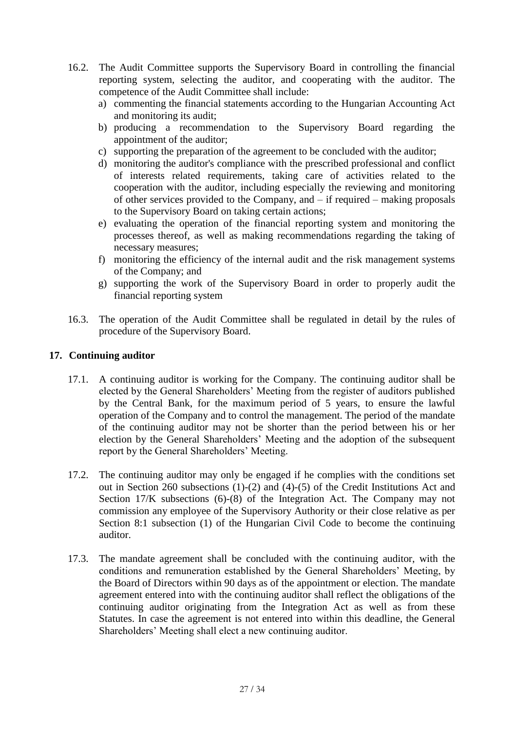16.2. The Audit Committee supports the Supervisory Board in controlling the financial reporting system, selecting the auditor, and cooperating with the auditor. The competence of the Audit Committee shall include:

a) commenting the financial statements according to the Hungarian Accounting Act and monitoring its audit;
b) producing a recommendation to the Supervisory Board regarding the appointment of the auditor;
c) supporting the preparation of the agreement to be concluded with the auditor;
d) monitoring the auditor's compliance with the prescribed professional and conflict of interests related requirements, taking care of activities related to the cooperation with the auditor, including especially the reviewing and monitoring of other services provided to the Company, and – if required – making proposals to the Supervisory Board on taking certain actions;
e) evaluating the operation of the financial reporting system and monitoring the processes thereof, as well as making recommendations regarding the taking of necessary measures;
f) monitoring the efficiency of the internal audit and the risk management systems of the Company; and
g) supporting the work of the Supervisory Board in order to properly audit the financial reporting system

16.3. The operation of the Audit Committee shall be regulated in detail by the rules of procedure of the Supervisory Board.

## 17. Continuing auditor

17.1. A continuing auditor is working for the Company. The continuing auditor shall be elected by the General Shareholders' Meeting from the register of auditors published by the Central Bank, for the maximum period of 5 years, to ensure the lawful operation of the Company and to control the management. The period of the mandate of the continuing auditor may not be shorter than the period between his or her election by the General Shareholders' Meeting and the adoption of the subsequent report by the General Shareholders' Meeting.

17.2. The continuing auditor may only be engaged if he complies with the conditions set out in Section 260 subsections (1)-(2) and (4)-(5) of the Credit Institutions Act and Section 17/K subsections (6)-(8) of the Integration Act. The Company may not commission any employee of the Supervisory Authority or their close relative as per Section 8:1 subsection (1) of the Hungarian Civil Code to become the continuing auditor.

17.3. The mandate agreement shall be concluded with the continuing auditor, with the conditions and remuneration established by the General Shareholders' Meeting, by the Board of Directors within 90 days as of the appointment or election. The mandate agreement entered into with the continuing auditor shall reflect the obligations of the continuing auditor originating from the Integration Act as well as from these Statutes. In case the agreement is not entered into within this deadline, the General Shareholders' Meeting shall elect a new continuing auditor.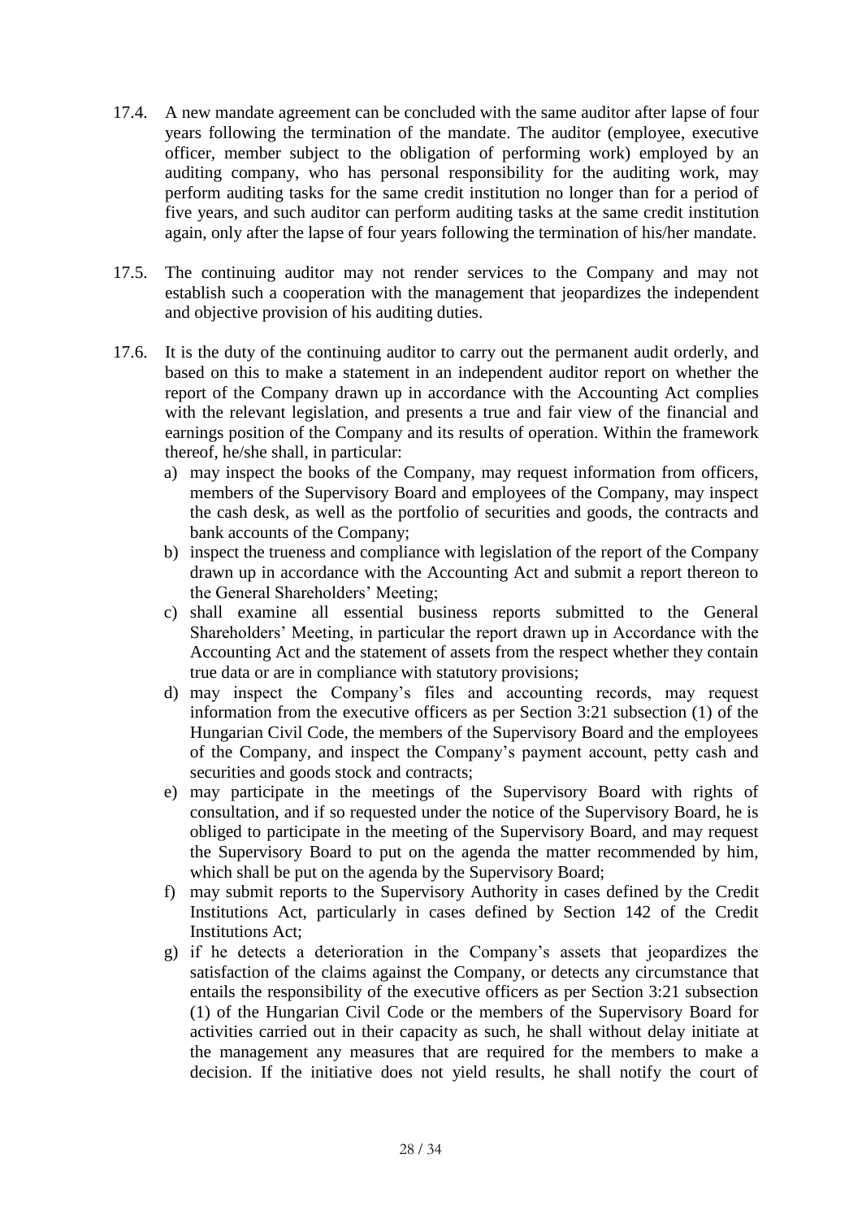17.4. A new mandate agreement can be concluded with the same auditor after lapse of four years following the termination of the mandate. The auditor (employee, executive officer, member subject to the obligation of performing work) employed by an auditing company, who has personal responsibility for the auditing work, may perform auditing tasks for the same credit institution no longer than for a period of five years, and such auditor can perform auditing tasks at the same credit institution again, only after the lapse of four years following the termination of his/her mandate.

17.5. The continuing auditor may not render services to the Company and may not establish such a cooperation with the management that jeopardizes the independent and objective provision of his auditing duties.

17.6. It is the duty of the continuing auditor to carry out the permanent audit orderly, and based on this to make a statement in an independent auditor report on whether the report of the Company drawn up in accordance with the Accounting Act complies with the relevant legislation, and presents a true and fair view of the financial and earnings position of the Company and its results of operation. Within the framework thereof, he/she shall, in particular:

a) may inspect the books of the Company, may request information from officers, members of the Supervisory Board and employees of the Company, may inspect the cash desk, as well as the portfolio of securities and goods, the contracts and bank accounts of the Company;
b) inspect the trueness and compliance with legislation of the report of the Company drawn up in accordance with the Accounting Act and submit a report thereon to the General Shareholders' Meeting;
c) shall examine all essential business reports submitted to the General Shareholders' Meeting, in particular the report drawn up in Accordance with the Accounting Act and the statement of assets from the respect whether they contain true data or are in compliance with statutory provisions;
d) may inspect the Company's files and accounting records, may request information from the executive officers as per Section 3:21 subsection (1) of the Hungarian Civil Code, the members of the Supervisory Board and the employees of the Company, and inspect the Company's payment account, petty cash and securities and goods stock and contracts;
e) may participate in the meetings of the Supervisory Board with rights of consultation, and if so requested under the notice of the Supervisory Board, he is obliged to participate in the meeting of the Supervisory Board, and may request the Supervisory Board to put on the agenda the matter recommended by him, which shall be put on the agenda by the Supervisory Board;
f) may submit reports to the Supervisory Authority in cases defined by the Credit Institutions Act, particularly in cases defined by Section 142 of the Credit Institutions Act;
g) if he detects a deterioration in the Company's assets that jeopardizes the satisfaction of the claims against the Company, or detects any circumstance that entails the responsibility of the executive officers as per Section 3:21 subsection (1) of the Hungarian Civil Code or the members of the Supervisory Board for activities carried out in their capacity as such, he shall without delay initiate at the management any measures that are required for the members to make a decision. If the initiative does not yield results, he shall notify the court of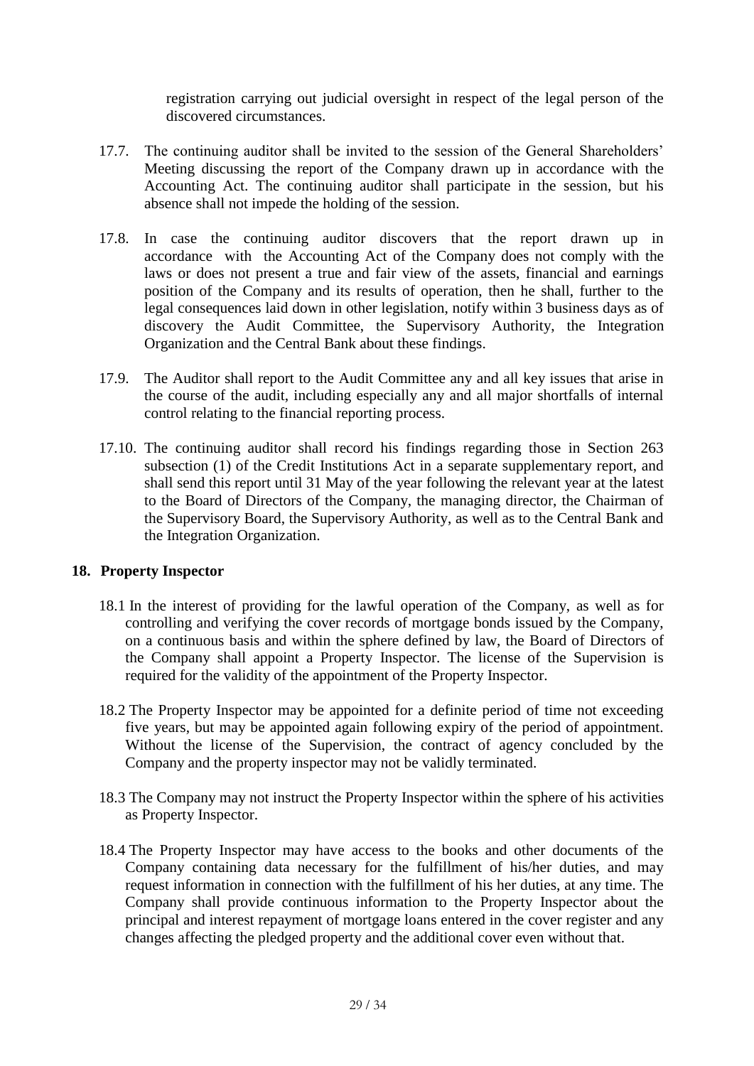registration carrying out judicial oversight in respect of the legal person of the discovered circumstances.

17.7. The continuing auditor shall be invited to the session of the General Shareholders' Meeting discussing the report of the Company drawn up in accordance with the Accounting Act. The continuing auditor shall participate in the session, but his absence shall not impede the holding of the session.

17.8. In case the continuing auditor discovers that the report drawn up in accordance with the Accounting Act of the Company does not comply with the laws or does not present a true and fair view of the assets, financial and earnings position of the Company and its results of operation, then he shall, further to the legal consequences laid down in other legislation, notify within 3 business days as of discovery the Audit Committee, the Supervisory Authority, the Integration Organization and the Central Bank about these findings.

17.9. The Auditor shall report to the Audit Committee any and all key issues that arise in the course of the audit, including especially any and all major shortfalls of internal control relating to the financial reporting process.

17.10. The continuing auditor shall record his findings regarding those in Section 263 subsection (1) of the Credit Institutions Act in a separate supplementary report, and shall send this report until 31 May of the year following the relevant year at the latest to the Board of Directors of the Company, the managing director, the Chairman of the Supervisory Board, the Supervisory Authority, as well as to the Central Bank and the Integration Organization.

## 18. Property Inspector

18.1 In the interest of providing for the lawful operation of the Company, as well as for controlling and verifying the cover records of mortgage bonds issued by the Company, on a continuous basis and within the sphere defined by law, the Board of Directors of the Company shall appoint a Property Inspector. The license of the Supervision is required for the validity of the appointment of the Property Inspector.

18.2 The Property Inspector may be appointed for a definite period of time not exceeding five years, but may be appointed again following expiry of the period of appointment. Without the license of the Supervision, the contract of agency concluded by the Company and the property inspector may not be validly terminated.

18.3 The Company may not instruct the Property Inspector within the sphere of his activities as Property Inspector.

18.4 The Property Inspector may have access to the books and other documents of the Company containing data necessary for the fulfillment of his/her duties, and may request information in connection with the fulfillment of his her duties, at any time. The Company shall provide continuous information to the Property Inspector about the principal and interest repayment of mortgage loans entered in the cover register and any changes affecting the pledged property and the additional cover even without that.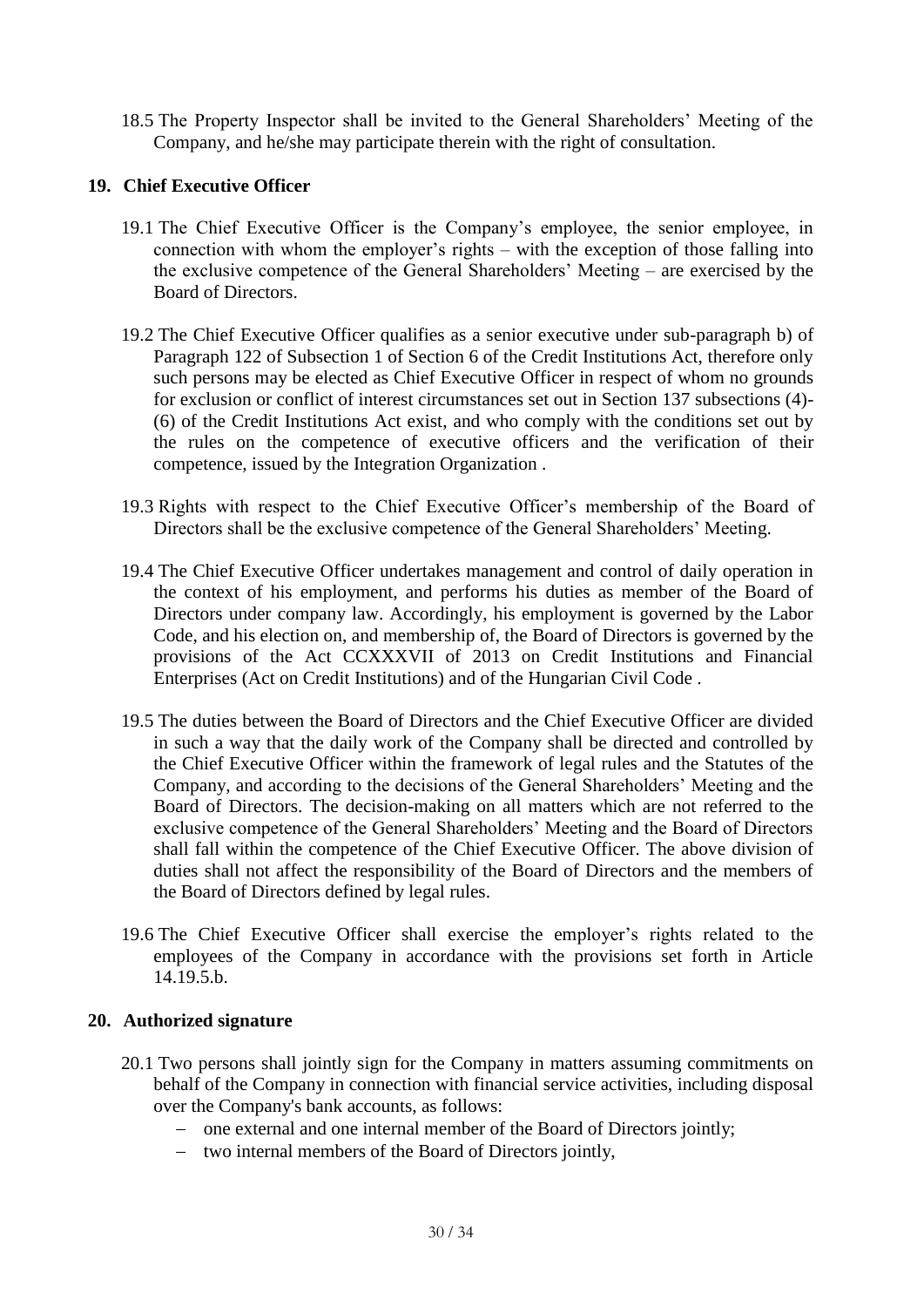18.5 The Property Inspector shall be invited to the General Shareholders' Meeting of the Company, and he/she may participate therein with the right of consultation.

## 19. Chief Executive Officer

19.1 The Chief Executive Officer is the Company's employee, the senior employee, in connection with whom the employer's rights – with the exception of those falling into the exclusive competence of the General Shareholders' Meeting – are exercised by the Board of Directors.

19.2 The Chief Executive Officer qualifies as a senior executive under sub-paragraph b) of Paragraph 122 of Subsection 1 of Section 6 of the Credit Institutions Act, therefore only such persons may be elected as Chief Executive Officer in respect of whom no grounds for exclusion or conflict of interest circumstances set out in Section 137 subsections (4)-(6) of the Credit Institutions Act exist, and who comply with the conditions set out by the rules on the competence of executive officers and the verification of their competence, issued by the Integration Organization .

19.3 Rights with respect to the Chief Executive Officer's membership of the Board of Directors shall be the exclusive competence of the General Shareholders' Meeting.

19.4 The Chief Executive Officer undertakes management and control of daily operation in the context of his employment, and performs his duties as member of the Board of Directors under company law. Accordingly, his employment is governed by the Labor Code, and his election on, and membership of, the Board of Directors is governed by the provisions of the Act CCXXXVII of 2013 on Credit Institutions and Financial Enterprises (Act on Credit Institutions) and of the Hungarian Civil Code .

19.5 The duties between the Board of Directors and the Chief Executive Officer are divided in such a way that the daily work of the Company shall be directed and controlled by the Chief Executive Officer within the framework of legal rules and the Statutes of the Company, and according to the decisions of the General Shareholders' Meeting and the Board of Directors. The decision-making on all matters which are not referred to the exclusive competence of the General Shareholders' Meeting and the Board of Directors shall fall within the competence of the Chief Executive Officer. The above division of duties shall not affect the responsibility of the Board of Directors and the members of the Board of Directors defined by legal rules.

19.6 The Chief Executive Officer shall exercise the employer's rights related to the employees of the Company in accordance with the provisions set forth in Article 14.19.5.b.

## 20. Authorized signature

20.1 Two persons shall jointly sign for the Company in matters assuming commitments on behalf of the Company in connection with financial service activities, including disposal over the Company's bank accounts, as follows:

- one external and one internal member of the Board of Directors jointly;
- two internal members of the Board of Directors jointly,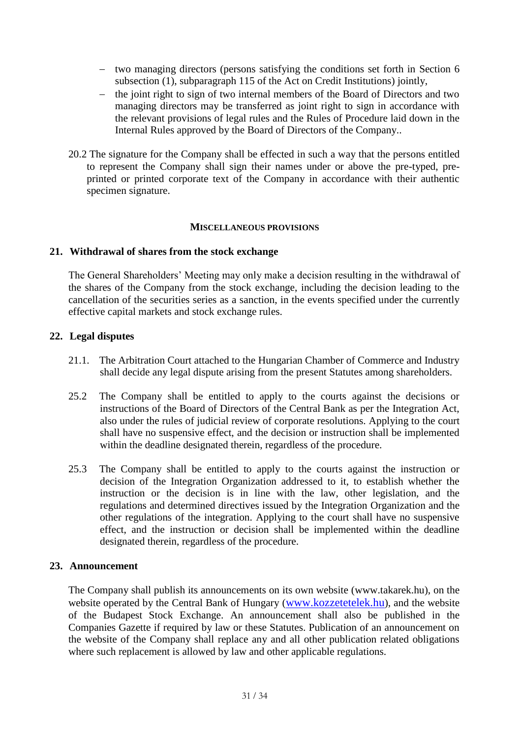- two managing directors (persons satisfying the conditions set forth in Section 6 subsection (1), subparagraph 115 of the Act on Credit Institutions) jointly,
- the joint right to sign of two internal members of the Board of Directors and two managing directors may be transferred as joint right to sign in accordance with the relevant provisions of legal rules and the Rules of Procedure laid down in the Internal Rules approved by the Board of Directors of the Company..

20.2 The signature for the Company shall be effected in such a way that the persons entitled to represent the Company shall sign their names under or above the pre-typed, pre-printed or printed corporate text of the Company in accordance with their authentic specimen signature.

## MISCELLANEOUS PROVISIONS

### 21. Withdrawal of shares from the stock exchange

The General Shareholders' Meeting may only make a decision resulting in the withdrawal of the shares of the Company from the stock exchange, including the decision leading to the cancellation of the securities series as a sanction, in the events specified under the currently effective capital markets and stock exchange rules.

### 22. Legal disputes

21.1. The Arbitration Court attached to the Hungarian Chamber of Commerce and Industry shall decide any legal dispute arising from the present Statutes among shareholders.

25.2 The Company shall be entitled to apply to the courts against the decisions or instructions of the Board of Directors of the Central Bank as per the Integration Act, also under the rules of judicial review of corporate resolutions. Applying to the court shall have no suspensive effect, and the decision or instruction shall be implemented within the deadline designated therein, regardless of the procedure.

25.3 The Company shall be entitled to apply to the courts against the instruction or decision of the Integration Organization addressed to it, to establish whether the instruction or the decision is in line with the law, other legislation, and the regulations and determined directives issued by the Integration Organization and the other regulations of the integration. Applying to the court shall have no suspensive effect, and the instruction or decision shall be implemented within the deadline designated therein, regardless of the procedure.

### 23. Announcement

The Company shall publish its announcements on its own website (www.takarek.hu), on the website operated by the Central Bank of Hungary (www.kozzetetelek.hu), and the website of the Budapest Stock Exchange. An announcement shall also be published in the Companies Gazette if required by law or these Statutes. Publication of an announcement on the website of the Company shall replace any and all other publication related obligations where such replacement is allowed by law and other applicable regulations.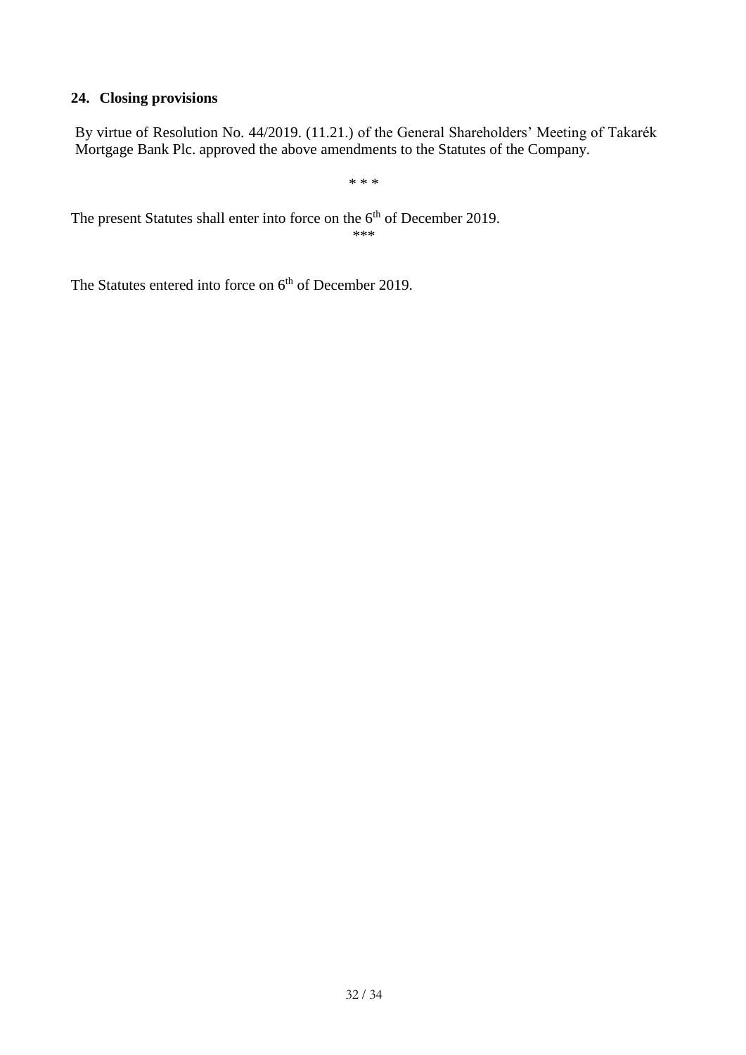## 24. Closing provisions

By virtue of Resolution No. 44/2019. (11.21.) of the General Shareholders' Meeting of Takarék Mortgage Bank Plc. approved the above amendments to the Statutes of the Company.

* * *

The present Statutes shall enter into force on the 6th of December 2019.

***

The Statutes entered into force on 6th of December 2019.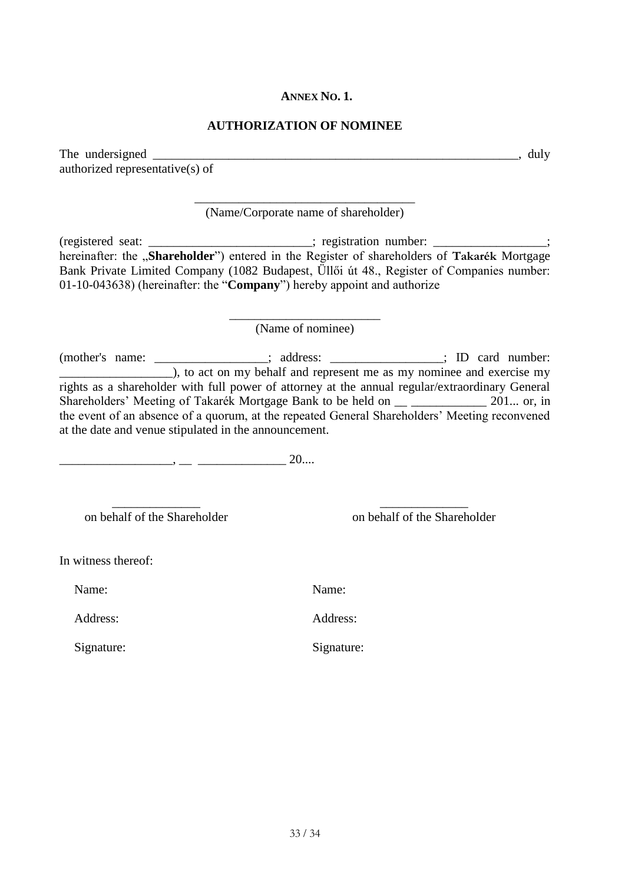**ANNEX NO. 1.**

**AUTHORIZATION OF NOMINEE**

The undersigned ____________________________________________________________, duly authorized representative(s) of

__________________________________
(Name/Corporate name of shareholder)

(registered seat: _________________________; registration number: _________________; hereinafter: the „**Shareholder**") entered in the Register of shareholders of **Takarék** Mortgage Bank Private Limited Company (1082 Budapest, Üllői út 48., Register of Companies number: 01-10-043638) (hereinafter: the "**Company**") hereby appoint and authorize

_______________________
(Name of nominee)

(mother's name: _________________; address: _________________; ID card number: _________________), to act on my behalf and represent me as my nominee and exercise my rights as a shareholder with full power of attorney at the annual regular/extraordinary General Shareholders' Meeting of Takarék Mortgage Bank to be held on __ ____________ 201... or, in the event of an absence of a quorum, at the repeated General Shareholders' Meeting reconvened at the date and venue stipulated in the announcement.

_________________, __ _____________ 20....

| _____________ | _____________ |
|---|---|
| on behalf of the Shareholder | on behalf of the Shareholder |

In witness thereof:

| | |
|---|---|
| Name: | Name: |
| Address: | Address: |
| Signature: | Signature: |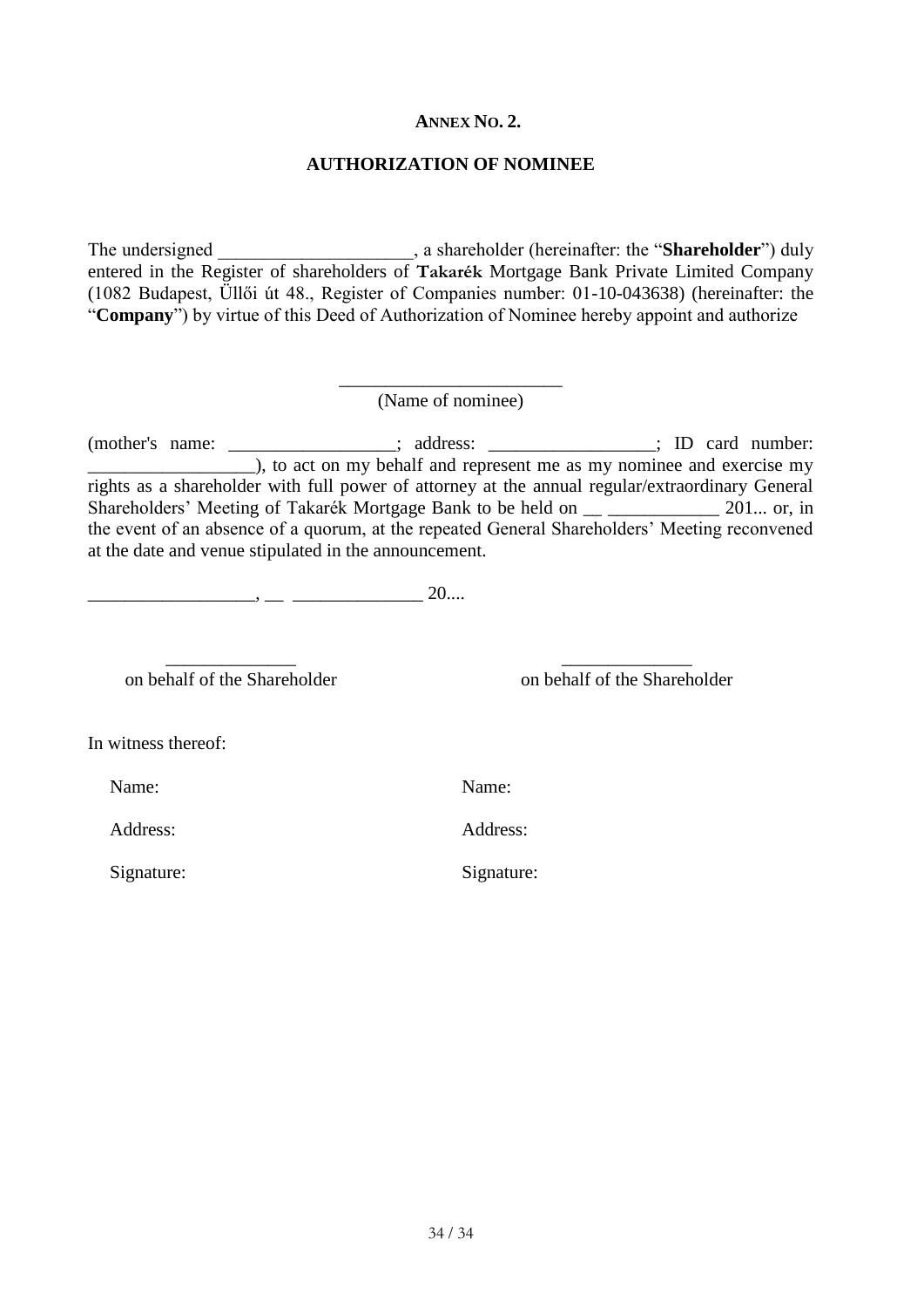**ANNEX NO. 2.**

**AUTHORIZATION OF NOMINEE**

The undersigned ____________________, a shareholder (hereinafter: the "**Shareholder**") duly entered in the Register of shareholders of **Takarék** Mortgage Bank Private Limited Company (1082 Budapest, Üllői út 48., Register of Companies number: 01-10-043638) (hereinafter: the "**Company**") by virtue of this Deed of Authorization of Nominee hereby appoint and authorize

________________________
(Name of nominee)

(mother's name: _________________; address: _________________; ID card number: _________________), to act on my behalf and represent me as my nominee and exercise my rights as a shareholder with full power of attorney at the annual regular/extraordinary General Shareholders' Meeting of Takarék Mortgage Bank to be held on __ ____________ 201... or, in the event of an absence of a quorum, at the repeated General Shareholders' Meeting reconvened at the date and venue stipulated in the announcement.

_________________, __ _____________ 20....

| | |
|---|---|
| _____________ | _____________ |
| on behalf of the Shareholder | on behalf of the Shareholder |

In witness thereof:

| | |
|---|---|
| Name: | Name: |
| Address: | Address: |
| Signature: | Signature: |